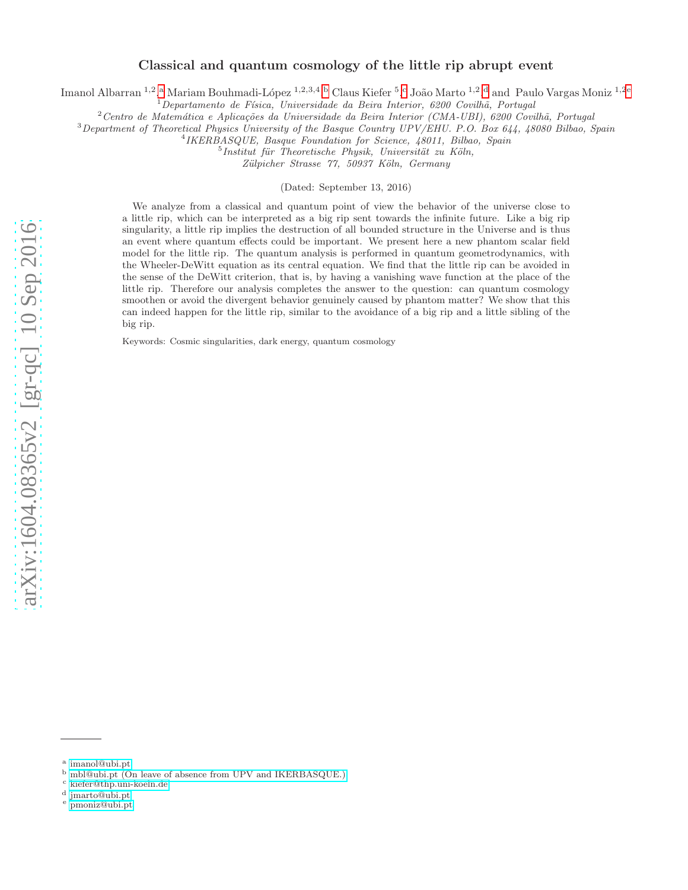# Classical and quantum cosmology of the little rip abrupt event

Imanol Albarran [1,2,a] Mariam Bouhmadi-López [1,2,3,4,b] Claus Kiefer [5,c] João Marto [1,2,d] and Paulo Vargas Moniz [1,2,e]

[1] *Departamento de Física, Universidade da Beira Interior, 6200 Covilhã, Portugal*

[2] *Centro de Matemática e Aplicações da Universidade da Beira Interior (CMA-UBI), 6200 Covilhã, Portugal*

[3] *Department of Theoretical Physics University of the Basque Country UPV/EHU. P.O. Box 644, 48080 Bilbao, Spain*

[4] *IKERBASQUE, Basque Foundation for Science, 48011, Bilbao, Spain*

[5] *Institut für Theoretische Physik, Universität zu Köln, Zülpicher Strasse 77, 50937 Köln, Germany*

(Dated: September 13, 2016)

We analyze from a classical and quantum point of view the behavior of the universe close to a little rip, which can be interpreted as a big rip sent towards the infinite future. Like a big rip singularity, a little rip implies the destruction of all bounded structure in the Universe and is thus an event where quantum effects could be important. We present here a new phantom scalar field model for the little rip. The quantum analysis is performed in quantum geometrodynamics, with the Wheeler-DeWitt equation as its central equation. We find that the little rip can be avoided in the sense of the DeWitt criterion, that is, by having a vanishing wave function at the place of the little rip. Therefore our analysis completes the answer to the question: can quantum cosmology smoothen or avoid the divergent behavior genuinely caused by phantom matter? We show that this can indeed happen for the little rip, similar to the avoidance of a big rip and a little sibling of the big rip.

Keywords: Cosmic singularities, dark energy, quantum cosmology

---

[a] imanol@ubi.pt

[b] mbl@ubi.pt (On leave of absence from UPV and IKERBASQUE.)

[c] kiefer@thp.uni-koeln.de

[d] jmarto@ubi.pt

[e] pmoniz@ubi.pt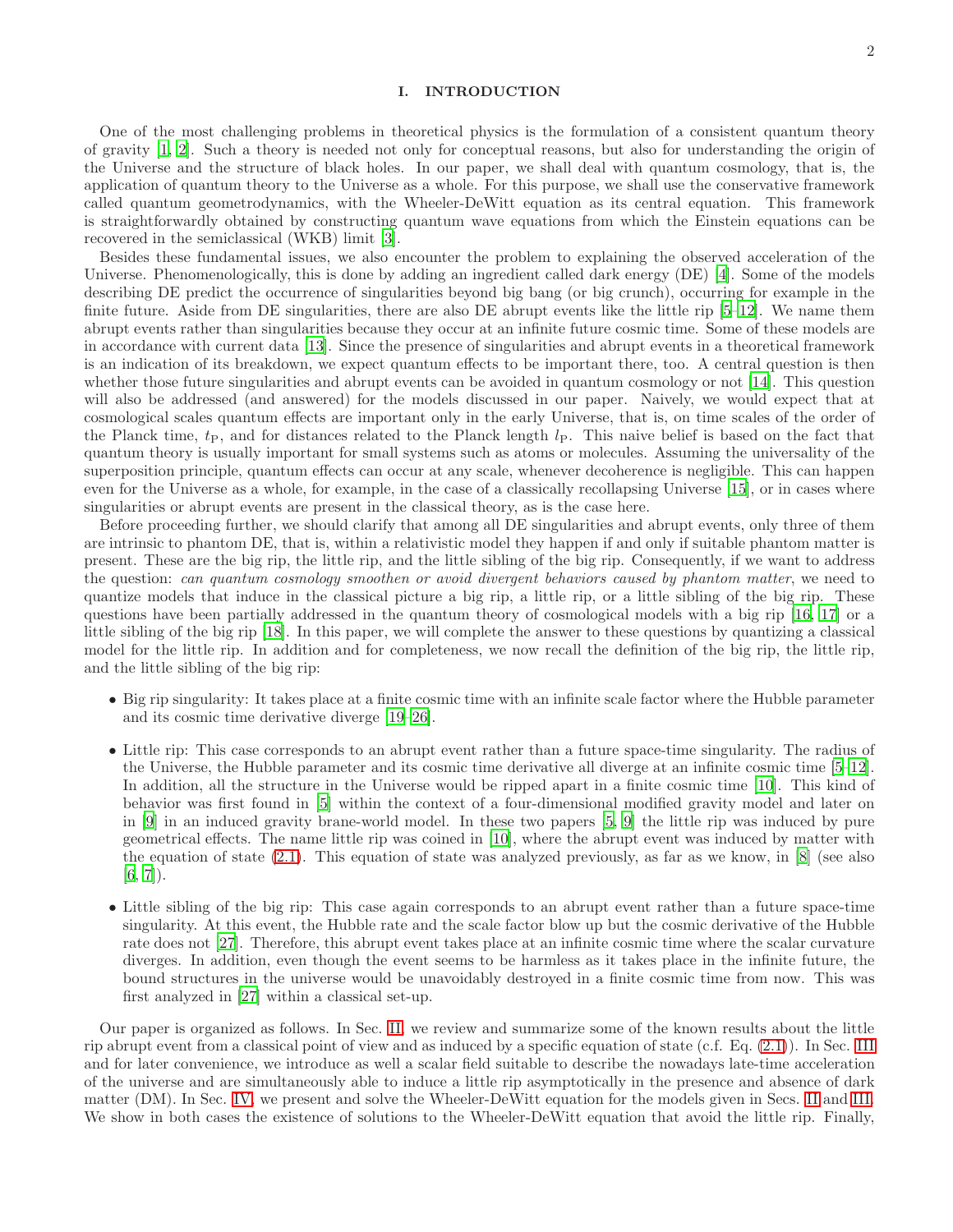## I. INTRODUCTION

One of the most challenging problems in theoretical physics is the formulation of a consistent quantum theory of gravity [1, 2]. Such a theory is needed not only for conceptual reasons, but also for understanding the origin of the Universe and the structure of black holes. In our paper, we shall deal with quantum cosmology, that is, the application of quantum theory to the Universe as a whole. For this purpose, we shall use the conservative framework called quantum geometrodynamics, with the Wheeler-DeWitt equation as its central equation. This framework is straightforwardly obtained by constructing quantum wave equations from which the Einstein equations can be recovered in the semiclassical (WKB) limit [3].

Besides these fundamental issues, we also encounter the problem to explaining the observed acceleration of the Universe. Phenomenologically, this is done by adding an ingredient called dark energy (DE) [4]. Some of the models describing DE predict the occurrence of singularities beyond big bang (or big crunch), occurring for example in the finite future. Aside from DE singularities, there are also DE abrupt events like the little rip [5–12]. We name them abrupt events rather than singularities because they occur at an infinite future cosmic time. Some of these models are in accordance with current data [13]. Since the presence of singularities and abrupt events in a theoretical framework is an indication of its breakdown, we expect quantum effects to be important there, too. A central question is then whether those future singularities and abrupt events can be avoided in quantum cosmology or not [14]. This question will also be addressed (and answered) for the models discussed in our paper. Naively, we would expect that at cosmological scales quantum effects are important only in the early Universe, that is, on time scales of the order of the Planck time, $t_{\rm P}$, and for distances related to the Planck length $l_{\rm P}$. This naive belief is based on the fact that quantum theory is usually important for small systems such as atoms or molecules. Assuming the universality of the superposition principle, quantum effects can occur at any scale, whenever decoherence is negligible. This can happen even for the Universe as a whole, for example, in the case of a classically recollapsing Universe [15], or in cases where singularities or abrupt events are present in the classical theory, as is the case here.

Before proceeding further, we should clarify that among all DE singularities and abrupt events, only three of them are intrinsic to phantom DE, that is, within a relativistic model they happen if and only if suitable phantom matter is present. These are the big rip, the little rip, and the little sibling of the big rip. Consequently, if we want to address the question: *can quantum cosmology smoothen or avoid divergent behaviors caused by phantom matter*, we need to quantize models that induce in the classical picture a big rip, a little rip, or a little sibling of the big rip. These questions have been partially addressed in the quantum theory of cosmological models with a big rip [16, 17] or a little sibling of the big rip [18]. In this paper, we will complete the answer to these questions by quantizing a classical model for the little rip. In addition and for completeness, we now recall the definition of the big rip, the little rip, and the little sibling of the big rip:

- Big rip singularity: It takes place at a finite cosmic time with an infinite scale factor where the Hubble parameter and its cosmic time derivative diverge [19–26].

- Little rip: This case corresponds to an abrupt event rather than a future space-time singularity. The radius of the Universe, the Hubble parameter and its cosmic time derivative all diverge at an infinite cosmic time [5–12]. In addition, all the structure in the Universe would be ripped apart in a finite cosmic time [10]. This kind of behavior was first found in [5] within the context of a four-dimensional modified gravity model and later on in [9] in an induced gravity brane-world model. In these two papers [5, 9] the little rip was induced by pure geometrical effects. The name little rip was coined in [10], where the abrupt event was induced by matter with the equation of state (2.1). This equation of state was analyzed previously, as far as we know, in [8] (see also [6, 7]).

- Little sibling of the big rip: This case again corresponds to an abrupt event rather than a future space-time singularity. At this event, the Hubble rate and the scale factor blow up but the cosmic derivative of the Hubble rate does not [27]. Therefore, this abrupt event takes place at an infinite cosmic time where the scalar curvature diverges. In addition, even though the event seems to be harmless as it takes place in the infinite future, the bound structures in the universe would be unavoidably destroyed in a finite cosmic time from now. This was first analyzed in [27] within a classical set-up.

Our paper is organized as follows. In Sec. II, we review and summarize some of the known results about the little rip abrupt event from a classical point of view and as induced by a specific equation of state (c.f. Eq. (2.1)). In Sec. III and for later convenience, we introduce as well a scalar field suitable to describe the nowadays late-time acceleration of the universe and are simultaneously able to induce a little rip asymptotically in the presence and absence of dark matter (DM). In Sec. IV, we present and solve the Wheeler-DeWitt equation for the models given in Secs. II and III. We show in both cases the existence of solutions to the Wheeler-DeWitt equation that avoid the little rip. Finally,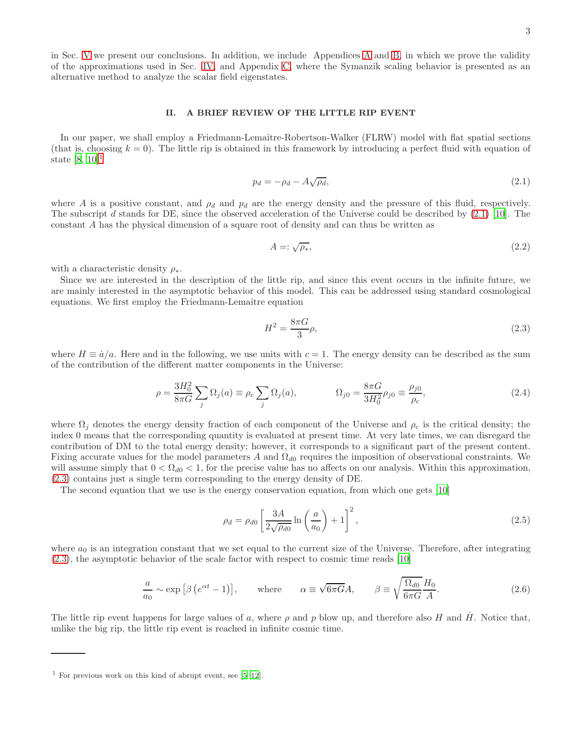in Sec. V we present our conclusions. In addition, we include Appendices A and B, in which we prove the validity of the approximations used in Sec. IV, and Appendix C, where the Symanzik scaling behavior is presented as an alternative method to analyze the scalar field eigenstates.

## II. A BRIEF REVIEW OF THE LITTLE RIP EVENT

In our paper, we shall employ a Friedmann-Lemaître-Robertson-Walker (FLRW) model with flat spatial sections (that is, choosing $k = 0$). The little rip is obtained in this framework by introducing a perfect fluid with equation of state [8, 10][1]

$$p_d = -\rho_d - A\sqrt{\rho_d}, \tag{2.1}$$

where $A$ is a positive constant, and $\rho_d$ and $p_d$ are the energy density and the pressure of this fluid, respectively. The subscript $d$ stands for DE, since the observed acceleration of the Universe could be described by (2.1) [10]. The constant $A$ has the physical dimension of a square root of density and can thus be written as

$$A =: \sqrt{\rho_*}, \tag{2.2}$$

with a characteristic density $\rho_*$.

Since we are interested in the description of the little rip, and since this event occurs in the infinite future, we are mainly interested in the asymptotic behavior of this model. This can be addressed using standard cosmological equations. We first employ the Friedmann-Lemaître equation

$$H^2 = \frac{8\pi G}{3}\rho, \tag{2.3}$$

where $H \equiv \dot{a}/a$. Here and in the following, we use units with $c = 1$. The energy density can be described as the sum of the contribution of the different matter components in the Universe:

$$\rho = \frac{3H_0^2}{8\pi G}\sum_j \Omega_j(a) \equiv \rho_c \sum_j \Omega_j(a), \qquad \Omega_{j0} = \frac{8\pi G}{3H_0^2}\rho_{j0} \equiv \frac{\rho_{j0}}{\rho_c}, \tag{2.4}$$

where $\Omega_j$ denotes the energy density fraction of each component of the Universe and $\rho_c$ is the critical density; the index 0 means that the corresponding quantity is evaluated at present time. At very late times, we can disregard the contribution of DM to the total energy density; however, it corresponds to a significant part of the present content. Fixing accurate values for the model parameters $A$ and $\Omega_{d0}$ requires the imposition of observational constraints. We will assume simply that $0 < \Omega_{d0} < 1$, for the precise value has no affects on our analysis. Within this approximation, (2.3) contains just a single term corresponding to the energy density of DE.

The second equation that we use is the energy conservation equation, from which one gets [10]

$$\rho_d = \rho_{d0}\left[\frac{3A}{2\sqrt{\rho_{d0}}}\ln\left(\frac{a}{a_0}\right) + 1\right]^2, \tag{2.5}$$

where $a_0$ is an integration constant that we set equal to the current size of the Universe. Therefore, after integrating (2.3), the asymptotic behavior of the scale factor with respect to cosmic time reads [10]

$$\frac{a}{a_0} \sim \exp\left[\beta\left(e^{\alpha t} - 1\right)\right], \qquad \text{where} \qquad \alpha \equiv \sqrt{6\pi G}A, \qquad \beta \equiv \sqrt{\frac{\Omega_{d0}}{6\pi G}}\frac{H_0}{A}. \tag{2.6}$$

The little rip event happens for large values of $a$, where $\rho$ and $p$ blow up, and therefore also $H$ and $\dot{H}$. Notice that, unlike the big rip, the little rip event is reached in infinite cosmic time.

---

[1] For previous work on this kind of abrupt event, see [5–12].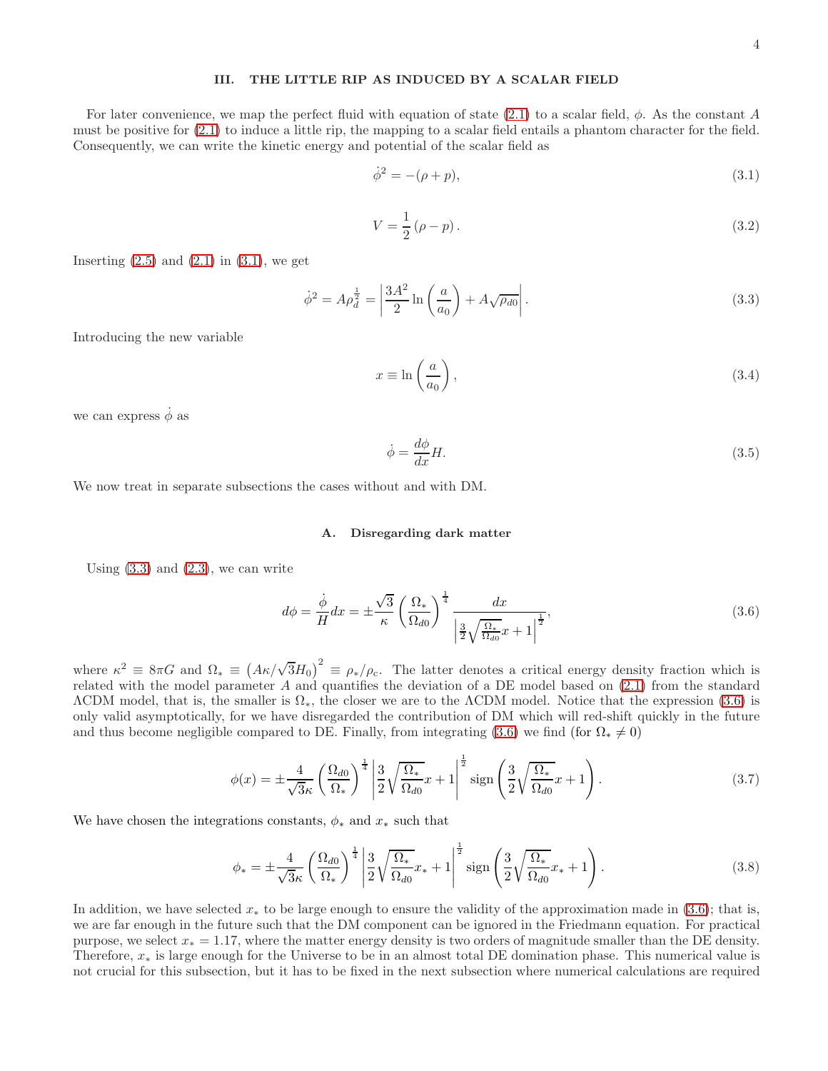## III. THE LITTLE RIP AS INDUCED BY A SCALAR FIELD

For later convenience, we map the perfect fluid with equation of state (2.1) to a scalar field, $\phi$. As the constant $A$ must be positive for (2.1) to induce a little rip, the mapping to a scalar field entails a phantom character for the field. Consequently, we can write the kinetic energy and potential of the scalar field as

$$\dot{\phi}^2 = -(\rho + p), \tag{3.1}$$

$$V = \frac{1}{2}(\rho - p). \tag{3.2}$$

Inserting (2.5) and (2.1) in (3.1), we get

$$\dot{\phi}^2 = A\rho_d^{\frac{1}{2}} = \left|\frac{3A^2}{2}\ln\left(\frac{a}{a_0}\right) + A\sqrt{\rho_{d0}}\right|. \tag{3.3}$$

Introducing the new variable

$$x \equiv \ln\left(\frac{a}{a_0}\right), \tag{3.4}$$

we can express $\dot{\phi}$ as

$$\dot{\phi} = \frac{d\phi}{dx}H. \tag{3.5}$$

We now treat in separate subsections the cases without and with DM.

### A. Disregarding dark matter

Using (3.3) and (2.3), we can write

$$d\phi = \frac{\dot{\phi}}{H}dx = \pm\frac{\sqrt{3}}{\kappa}\left(\frac{\Omega_*}{\Omega_{d0}}\right)^{\frac{1}{4}}\frac{dx}{\left|\frac{3}{2}\sqrt{\frac{\Omega_*}{\Omega_{d0}}}x + 1\right|^{\frac{1}{2}}}, \tag{3.6}$$

where $\kappa^2 \equiv 8\pi G$ and $\Omega_* \equiv \left(A\kappa/\sqrt{3}H_0\right)^2 \equiv \rho_*/\rho_c$. The latter denotes a critical energy density fraction which is related with the model parameter $A$ and quantifies the deviation of a DE model based on (2.1) from the standard ΛCDM model, that is, the smaller is $\Omega_*$, the closer we are to the ΛCDM model. Notice that the expression (3.6) is only valid asymptotically, for we have disregarded the contribution of DM which will red-shift quickly in the future and thus become negligible compared to DE. Finally, from integrating (3.6) we find (for $\Omega_* \neq 0$)

$$\phi(x) = \pm\frac{4}{\sqrt{3}\kappa}\left(\frac{\Omega_{d0}}{\Omega_*}\right)^{\frac{1}{4}}\left|\frac{3}{2}\sqrt{\frac{\Omega_*}{\Omega_{d0}}}x + 1\right|^{\frac{1}{2}}\operatorname{sign}\left(\frac{3}{2}\sqrt{\frac{\Omega_*}{\Omega_{d0}}}x + 1\right). \tag{3.7}$$

We have chosen the integrations constants, $\phi_*$ and $x_*$ such that

$$\phi_* = \pm\frac{4}{\sqrt{3}\kappa}\left(\frac{\Omega_{d0}}{\Omega_*}\right)^{\frac{1}{4}}\left|\frac{3}{2}\sqrt{\frac{\Omega_*}{\Omega_{d0}}}x_* + 1\right|^{\frac{1}{2}}\operatorname{sign}\left(\frac{3}{2}\sqrt{\frac{\Omega_*}{\Omega_{d0}}}x_* + 1\right). \tag{3.8}$$

In addition, we have selected $x_*$ to be large enough to ensure the validity of the approximation made in (3.6); that is, we are far enough in the future such that the DM component can be ignored in the Friedmann equation. For practical purpose, we select $x_* = 1.17$, where the matter energy density is two orders of magnitude smaller than the DE density. Therefore, $x_*$ is large enough for the Universe to be in an almost total DE domination phase. This numerical value is not crucial for this subsection, but it has to be fixed in the next subsection where numerical calculations are required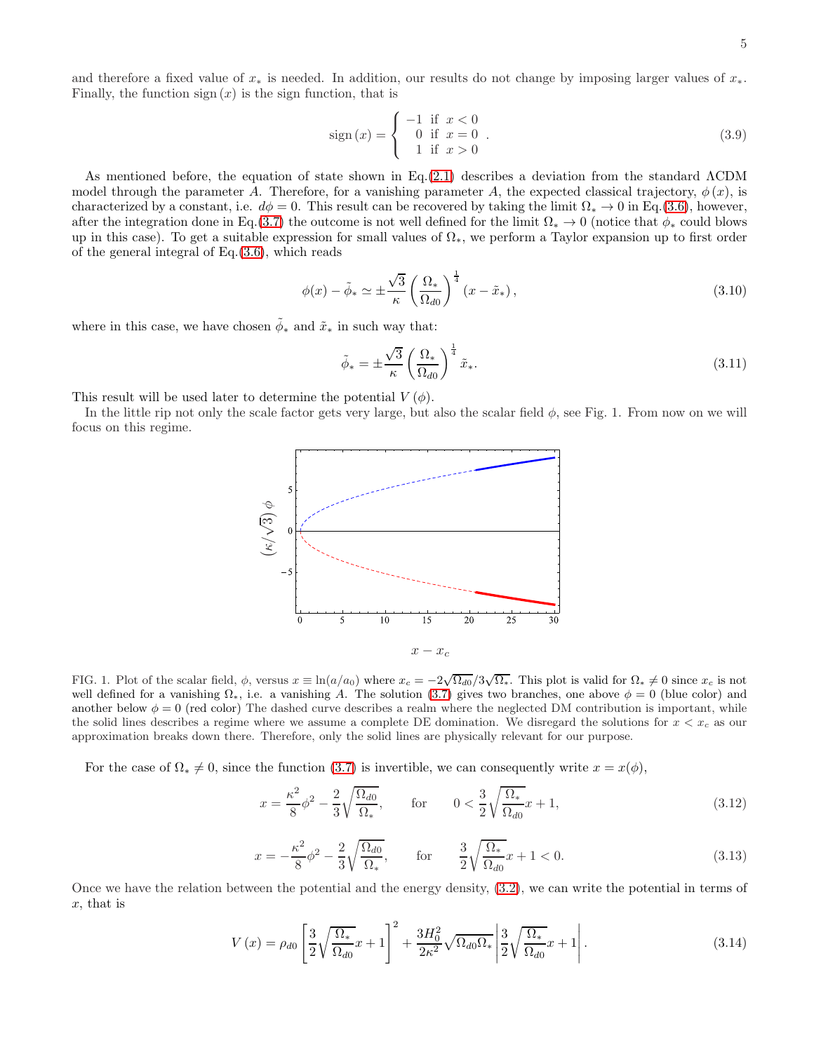and therefore a fixed value of $x_*$ is needed. In addition, our results do not change by imposing larger values of $x_*$. Finally, the function $\text{sign}(x)$ is the sign function, that is

$$
\text{sign}(x) = \begin{cases} -1 & \text{if } x < 0 \\ 0 & \text{if } x = 0 \\ 1 & \text{if } x > 0 \end{cases} . \tag{3.9}
$$

As mentioned before, the equation of state shown in Eq.(2.1) describes a deviation from the standard ΛCDM model through the parameter $A$. Therefore, for a vanishing parameter $A$, the expected classical trajectory, $\phi(x)$, is characterized by a constant, i.e. $d\phi = 0$. This result can be recovered by taking the limit $\Omega_* \to 0$ in Eq.(3.6), however, after the integration done in Eq.(3.7) the outcome is not well defined for the limit $\Omega_* \to 0$ (notice that $\phi_*$ could blows up in this case). To get a suitable expression for small values of $\Omega_*$, we perform a Taylor expansion up to first order of the general integral of Eq.(3.6), which reads

$$
\phi(x) - \tilde{\phi}_* \simeq \pm \frac{\sqrt{3}}{\kappa} \left( \frac{\Omega_*}{\Omega_{d0}} \right)^{\frac{1}{4}} (x - \tilde{x}_*) , \tag{3.10}
$$

where in this case, we have chosen $\tilde{\phi}_*$ and $\tilde{x}_*$ in such way that:

$$
\tilde{\phi}_* = \pm \frac{\sqrt{3}}{\kappa} \left( \frac{\Omega_*}{\Omega_{d0}} \right)^{\frac{1}{4}} \tilde{x}_* . \tag{3.11}
$$

This result will be used later to determine the potential $V(\phi)$.

In the little rip not only the scale factor gets very large, but also the scalar field $\phi$, see Fig. 1. From now on we will focus on this regime.

FIG. 1. Plot of the scalar field, $\phi$, versus $x \equiv \ln(a/a_0)$ where $x_c = -2\sqrt{\Omega_{d0}}/3\sqrt{\Omega_*}$. This plot is valid for $\Omega_* \neq 0$ since $x_c$ is not well defined for a vanishing $\Omega_*$, i.e. a vanishing $A$. The solution (3.7) gives two branches, one above $\phi = 0$ (blue color) and another below $\phi = 0$ (red color) The dashed curve describes a realm where the neglected DM contribution is important, while the solid lines describes a regime where we assume a complete DE domination. We disregard the solutions for $x < x_c$ as our approximation breaks down there. Therefore, only the solid lines are physically relevant for our purpose.

For the case of $\Omega_* \neq 0$, since the function (3.7) is invertible, we can consequently write $x = x(\phi)$,

$$
x = \frac{\kappa^2}{8}\phi^2 - \frac{2}{3}\sqrt{\frac{\Omega_{d0}}{\Omega_*}}, \qquad \text{for} \qquad 0 < \frac{3}{2}\sqrt{\frac{\Omega_*}{\Omega_{d0}}}x + 1, \tag{3.12}
$$

$$
x = -\frac{\kappa^2}{8}\phi^2 - \frac{2}{3}\sqrt{\frac{\Omega_{d0}}{\Omega_*}}, \qquad \text{for} \qquad \frac{3}{2}\sqrt{\frac{\Omega_*}{\Omega_{d0}}}x + 1 < 0. \tag{3.13}
$$

Once we have the relation between the potential and the energy density, (3.2), we can write the potential in terms of $x$, that is

$$
V(x) = \rho_{d0} \left[ \frac{3}{2}\sqrt{\frac{\Omega_*}{\Omega_{d0}}}x + 1 \right]^2 + \frac{3H_0^2}{2\kappa^2}\sqrt{\Omega_{d0}\Omega_*} \left| \frac{3}{2}\sqrt{\frac{\Omega_*}{\Omega_{d0}}}x + 1 \right| . \tag{3.14}
$$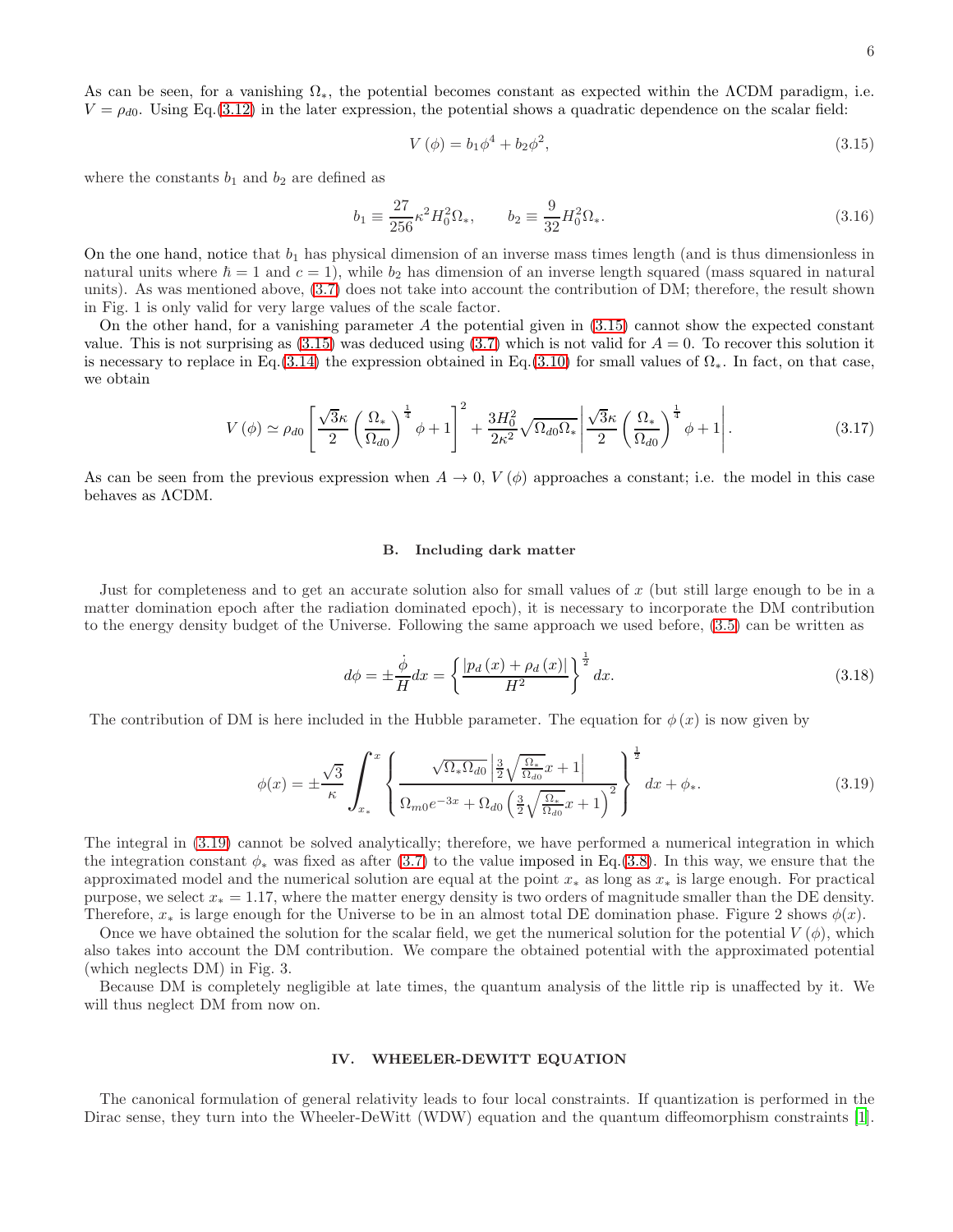As can be seen, for a vanishing $\Omega_*$, the potential becomes constant as expected within the ΛCDM paradigm, i.e. $V = \rho_{d0}$. Using Eq.(3.12) in the later expression, the potential shows a quadratic dependence on the scalar field:

$$V(\phi) = b_1\phi^4 + b_2\phi^2, \tag{3.15}$$

where the constants $b_1$ and $b_2$ are defined as

$$b_1 \equiv \frac{27}{256}\kappa^2 H_0^2 \Omega_*, \qquad b_2 \equiv \frac{9}{32} H_0^2 \Omega_*. \tag{3.16}$$

On the one hand, notice that $b_1$ has physical dimension of an inverse mass times length (and is thus dimensionless in natural units where $\hbar = 1$ and $c = 1$), while $b_2$ has dimension of an inverse length squared (mass squared in natural units). As was mentioned above, (3.7) does not take into account the contribution of DM; therefore, the result shown in Fig. 1 is only valid for very large values of the scale factor.

On the other hand, for a vanishing parameter $A$ the potential given in (3.15) cannot show the expected constant value. This is not surprising as (3.15) was deduced using (3.7) which is not valid for $A = 0$. To recover this solution it is necessary to replace in Eq.(3.14) the expression obtained in Eq.(3.10) for small values of $\Omega_*$. In fact, on that case, we obtain

$$V(\phi) \simeq \rho_{d0}\left[\frac{\sqrt{3}\kappa}{2}\left(\frac{\Omega_*}{\Omega_{d0}}\right)^{\frac{1}{4}}\phi + 1\right]^2 + \frac{3H_0^2}{2\kappa^2}\sqrt{\Omega_{d0}\Omega_*}\left|\frac{\sqrt{3}\kappa}{2}\left(\frac{\Omega_*}{\Omega_{d0}}\right)^{\frac{1}{4}}\phi + 1\right|. \tag{3.17}$$

As can be seen from the previous expression when $A \to 0$, $V(\phi)$ approaches a constant; i.e. the model in this case behaves as ΛCDM.

### B. Including dark matter

Just for completeness and to get an accurate solution also for small values of $x$ (but still large enough to be in a matter domination epoch after the radiation dominated epoch), it is necessary to incorporate the DM contribution to the energy density budget of the Universe. Following the same approach we used before, (3.5) can be written as

$$d\phi = \pm\frac{\dot{\phi}}{H}dx = \left\{\frac{|p_d(x) + \rho_d(x)|}{H^2}\right\}^{\frac{1}{2}} dx. \tag{3.18}$$

The contribution of DM is here included in the Hubble parameter. The equation for $\phi(x)$ is now given by

$$\phi(x) = \pm\frac{\sqrt{3}}{\kappa}\int_{x_*}^{x}\left\{\frac{\sqrt{\Omega_*\Omega_{d0}}\left|\frac{3}{2}\sqrt{\frac{\Omega_*}{\Omega_{d0}}}x + 1\right|}{\Omega_{m0}e^{-3x} + \Omega_{d0}\left(\frac{3}{2}\sqrt{\frac{\Omega_*}{\Omega_{d0}}}x + 1\right)^2}\right\}^{\frac{1}{2}} dx + \phi_*. \tag{3.19}$$

The integral in (3.19) cannot be solved analytically; therefore, we have performed a numerical integration in which the integration constant $\phi_*$ was fixed as after (3.7) to the value imposed in Eq.(3.8). In this way, we ensure that the approximated model and the numerical solution are equal at the point $x_*$ as long as $x_*$ is large enough. For practical purpose, we select $x_* = 1.17$, where the matter energy density is two orders of magnitude smaller than the DE density. Therefore, $x_*$ is large enough for the Universe to be in an almost total DE domination phase. Figure 2 shows $\phi(x)$.

Once we have obtained the solution for the scalar field, we get the numerical solution for the potential $V(\phi)$, which also takes into account the DM contribution. We compare the obtained potential with the approximated potential (which neglects DM) in Fig. 3.

Because DM is completely negligible at late times, the quantum analysis of the little rip is unaffected by it. We will thus neglect DM from now on.

## IV. WHEELER-DEWITT EQUATION

The canonical formulation of general relativity leads to four local constraints. If quantization is performed in the Dirac sense, they turn into the Wheeler-DeWitt (WDW) equation and the quantum diffeomorphism constraints [1].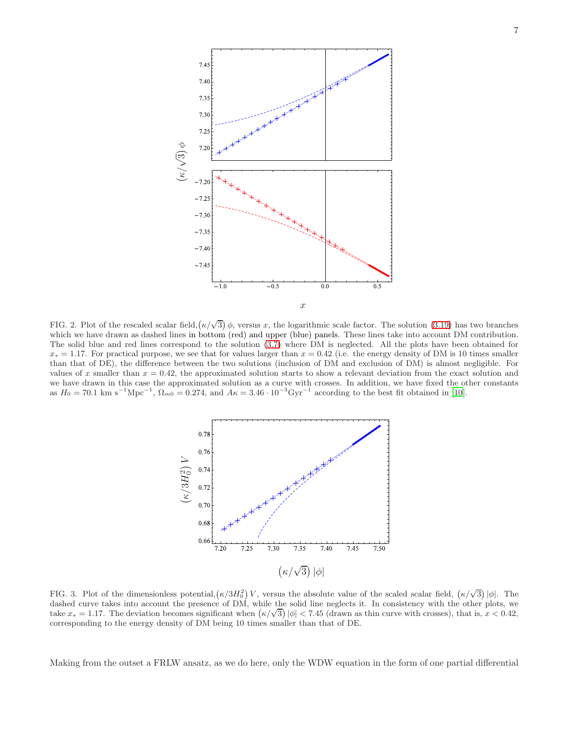FIG. 2. Plot of the rescaled scalar field, $\left(\kappa/\sqrt{3}\right)\phi$, versus $x$, the logarithmic scale factor. The solution (3.19) has two branches which we have drawn as dashed lines in bottom (red) and upper (blue) panels. These lines take into account DM contribution. The solid blue and red lines correspond to the solution (3.7) where DM is neglected. All the plots have been obtained for $x_* = 1.17$. For practical purpose, we see that for values larger than $x = 0.42$ (i.e. the energy density of DM is 10 times smaller than that of DE), the difference between the two solutions (inclusion of DM and exclusion of DM) is almost negligible. For values of $x$ smaller than $x = 0.42$, the approximated solution starts to show a relevant deviation from the exact solution and we have drawn in this case the approximated solution as a curve with crosses. In addition, we have fixed the other constants as $H_0 = 70.1$ km s$^{-1}$Mpc$^{-1}$, $\Omega_{m0} = 0.274$, and $A\kappa = 3.46 \cdot 10^{-3}$Gyr$^{-1}$ according to the best fit obtained in [10].

FIG. 3. Plot of the dimensionless potential, $\left(\kappa/3H_0^2\right)V$, versus the absolute value of the scaled scalar field, $\left(\kappa/\sqrt{3}\right)|\phi|$. The dashed curve takes into account the presence of DM, while the solid line neglects it. In consistency with the other plots, we take $x_* = 1.17$. The deviation becomes significant when $\left(\kappa/\sqrt{3}\right)|\phi| < 7.45$ (drawn as thin curve with crosses), that is, $x < 0.42$, corresponding to the energy density of DM being 10 times smaller than that of DE.

Making from the outset a FRLW ansatz, as we do here, only the WDW equation in the form of one partial differential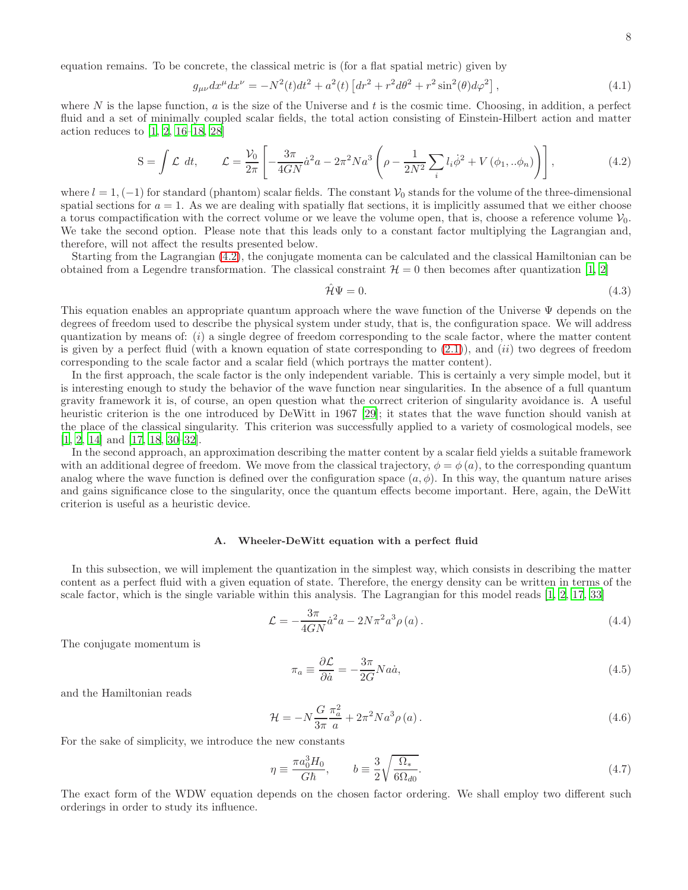equation remains. To be concrete, the classical metric is (for a flat spatial metric) given by

$$g_{\mu\nu}dx^{\mu}dx^{\nu} = -N^2(t)dt^2 + a^2(t)\left[dr^2 + r^2d\theta^2 + r^2\sin^2(\theta)d\varphi^2\right], \tag{4.1}$$

where $N$ is the lapse function, $a$ is the size of the Universe and $t$ is the cosmic time. Choosing, in addition, a perfect fluid and a set of minimally coupled scalar fields, the total action consisting of Einstein-Hilbert action and matter action reduces to [1, 2, 16–18, 28]

$$\mathrm{S} = \int \mathcal{L}\ dt, \qquad \mathcal{L} = \frac{\mathcal{V}_0}{2\pi}\left[-\frac{3\pi}{4GN}\dot{a}^2 a - 2\pi^2 N a^3\left(\rho - \frac{1}{2N^2}\sum_i l_i\dot{\phi}^2 + V\left(\phi_1, ..\phi_n\right)\right)\right], \tag{4.2}$$

where $l = 1, (-1)$ for standard (phantom) scalar fields. The constant $\mathcal{V}_0$ stands for the volume of the three-dimensional spatial sections for $a = 1$. As we are dealing with spatially flat sections, it is implicitly assumed that we either choose a torus compactification with the correct volume or we leave the volume open, that is, choose a reference volume $\mathcal{V}_0$. We take the second option. Please note that this leads only to a constant factor multiplying the Lagrangian and, therefore, will not affect the results presented below.

Starting from the Lagrangian (4.2), the conjugate momenta can be calculated and the classical Hamiltonian can be obtained from a Legendre transformation. The classical constraint $\mathcal{H} = 0$ then becomes after quantization [1, 2]

$$\hat{\mathcal{H}}\Psi = 0. \tag{4.3}$$

This equation enables an appropriate quantum approach where the wave function of the Universe $\Psi$ depends on the degrees of freedom used to describe the physical system under study, that is, the configuration space. We will address quantization by means of: $(i)$ a single degree of freedom corresponding to the scale factor, where the matter content is given by a perfect fluid (with a known equation of state corresponding to (2.1)), and $(ii)$ two degrees of freedom corresponding to the scale factor and a scalar field (which portrays the matter content).

In the first approach, the scale factor is the only independent variable. This is certainly a very simple model, but it is interesting enough to study the behavior of the wave function near singularities. In the absence of a full quantum gravity framework it is, of course, an open question what the correct criterion of singularity avoidance is. A useful heuristic criterion is the one introduced by DeWitt in 1967 [29]; it states that the wave function should vanish at the place of the classical singularity. This criterion was successfully applied to a variety of cosmological models, see [1, 2, 14] and [17, 18, 30–32].

In the second approach, an approximation describing the matter content by a scalar field yields a suitable framework with an additional degree of freedom. We move from the classical trajectory, $\phi = \phi(a)$, to the corresponding quantum analog where the wave function is defined over the configuration space $(a, \phi)$. In this way, the quantum nature arises and gains significance close to the singularity, once the quantum effects become important. Here, again, the DeWitt criterion is useful as a heuristic device.

### A. Wheeler-DeWitt equation with a perfect fluid

In this subsection, we will implement the quantization in the simplest way, which consists in describing the matter content as a perfect fluid with a given equation of state. Therefore, the energy density can be written in terms of the scale factor, which is the single variable within this analysis. The Lagrangian for this model reads [1, 2, 17, 33]

$$\mathcal{L} = -\frac{3\pi}{4GN}\dot{a}^2 a - 2N\pi^2 a^3\rho\left(a\right). \tag{4.4}$$

The conjugate momentum is

$$\pi_a \equiv \frac{\partial\mathcal{L}}{\partial\dot{a}} = -\frac{3\pi}{2G}Na\dot{a}, \tag{4.5}$$

and the Hamiltonian reads

$$\mathcal{H} = -N\frac{G}{3\pi}\frac{\pi_a^2}{a} + 2\pi^2 N a^3\rho\left(a\right). \tag{4.6}$$

For the sake of simplicity, we introduce the new constants

$$\eta \equiv \frac{\pi a_0^3 H_0}{G\hbar}, \qquad b \equiv \frac{3}{2}\sqrt{\frac{\Omega_*}{6\Omega_{d0}}}. \tag{4.7}$$

The exact form of the WDW equation depends on the chosen factor ordering. We shall employ two different such orderings in order to study its influence.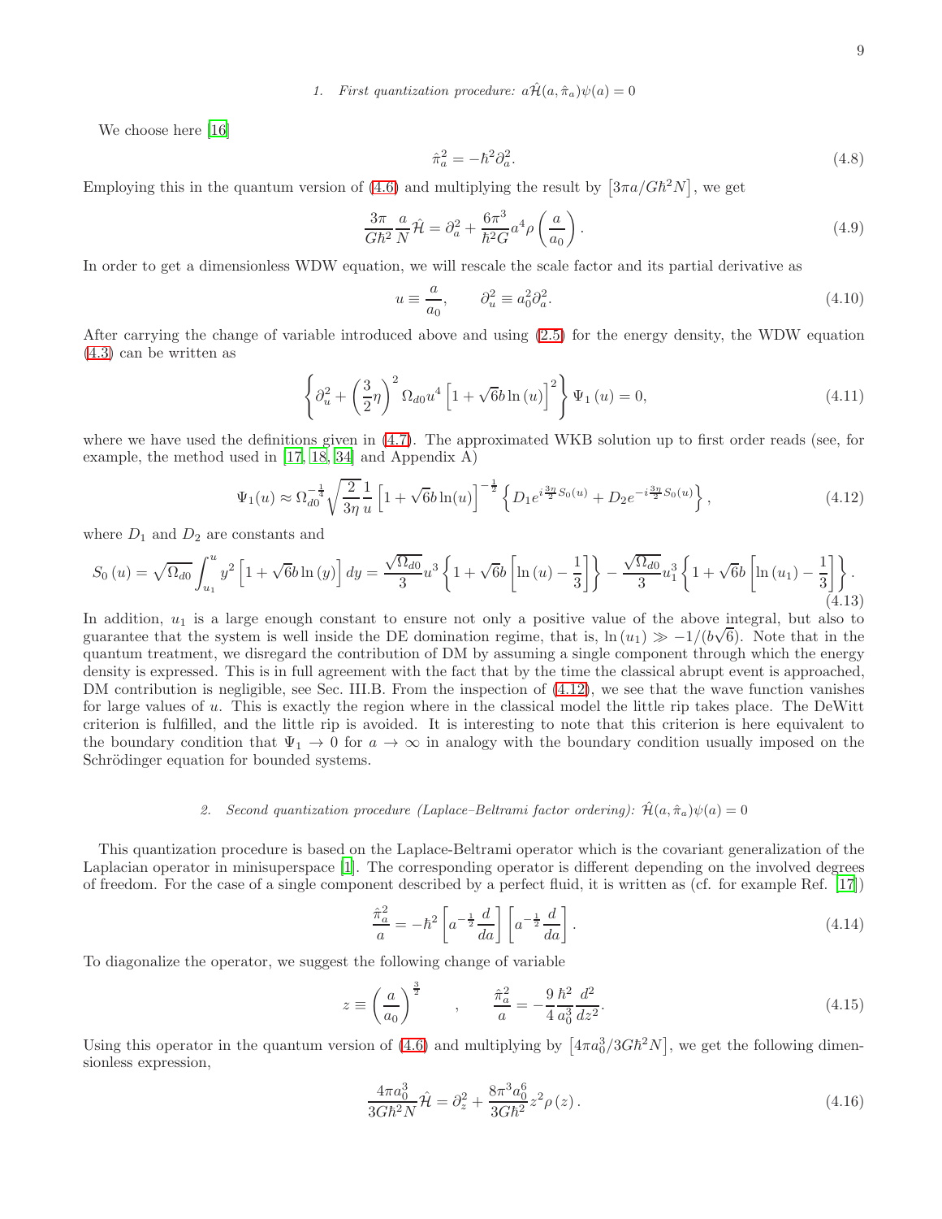#### 1. First quantization procedure: $a\hat{\mathcal{H}}(a,\hat{\pi}_a)\psi(a)=0$

We choose here [16]

$$\hat{\pi}_a^2 = -\hbar^2\partial_a^2. \tag{4.8}$$

Employing this in the quantum version of (4.6) and multiplying the result by $\left[3\pi a/G\hbar^2 N\right]$, we get

$$\frac{3\pi}{G\hbar^2}\frac{a}{N}\hat{\mathcal{H}} = \partial_a^2 + \frac{6\pi^3}{\hbar^2 G}a^4\rho\left(\frac{a}{a_0}\right). \tag{4.9}$$

In order to get a dimensionless WDW equation, we will rescale the scale factor and its partial derivative as

$$u \equiv \frac{a}{a_0}, \qquad \partial_u^2 \equiv a_0^2\partial_a^2. \tag{4.10}$$

After carrying the change of variable introduced above and using (2.5) for the energy density, the WDW equation (4.3) can be written as

$$\left\{\partial_u^2 + \left(\frac{3}{2}\eta\right)^2\Omega_{d0}u^4\left[1+\sqrt{6}b\ln(u)\right]^2\right\}\Psi_1(u) = 0, \tag{4.11}$$

where we have used the definitions given in (4.7). The approximated WKB solution up to first order reads (see, for example, the method used in [17, 18, 34] and Appendix A)

$$\Psi_1(u) \approx \Omega_{d0}^{-\frac{1}{4}}\sqrt{\frac{2}{3\eta}}\frac{1}{u}\left[1+\sqrt{6}b\ln(u)\right]^{-\frac{1}{2}}\left\{D_1 e^{i\frac{3\eta}{2}S_0(u)} + D_2 e^{-i\frac{3\eta}{2}S_0(u)}\right\}, \tag{4.12}$$

where $D_1$ and $D_2$ are constants and

$$S_0(u) = \sqrt{\Omega_{d0}}\int_{u_1}^{u} y^2\left[1+\sqrt{6}b\ln(y)\right]dy = \frac{\sqrt{\Omega_{d0}}}{3}u^3\left\{1+\sqrt{6}b\left[\ln(u)-\frac{1}{3}\right]\right\} - \frac{\sqrt{\Omega_{d0}}}{3}u_1^3\left\{1+\sqrt{6}b\left[\ln(u_1)-\frac{1}{3}\right]\right\}. \tag{4.13}$$

In addition, $u_1$ is a large enough constant to ensure not only a positive value of the above integral, but also to guarantee that the system is well inside the DE domination regime, that is, $\ln(u_1) \gg -1/(b\sqrt{6})$. Note that in the quantum treatment, we disregard the contribution of DM by assuming a single component through which the energy density is expressed. This is in full agreement with the fact that by the time the classical abrupt event is approached, DM contribution is negligible, see Sec. III.B. From the inspection of (4.12), we see that the wave function vanishes for large values of $u$. This is exactly the region where in the classical model the little rip takes place. The DeWitt criterion is fulfilled, and the little rip is avoided. It is interesting to note that this criterion is here equivalent to the boundary condition that $\Psi_1 \to 0$ for $a \to \infty$ in analogy with the boundary condition usually imposed on the Schrödinger equation for bounded systems.

#### 2. Second quantization procedure (Laplace–Beltrami factor ordering): $\hat{\mathcal{H}}(a,\hat{\pi}_a)\psi(a)=0$

This quantization procedure is based on the Laplace-Beltrami operator which is the covariant generalization of the Laplacian operator in minisuperspace [1]. The corresponding operator is different depending on the involved degrees of freedom. For the case of a single component described by a perfect fluid, it is written as (cf. for example Ref. [17])

$$\frac{\hat{\pi}_a^2}{a} = -\hbar^2\left[a^{-\frac{1}{2}}\frac{d}{da}\right]\left[a^{-\frac{1}{2}}\frac{d}{da}\right]. \tag{4.14}$$

To diagonalize the operator, we suggest the following change of variable

$$z \equiv \left(\frac{a}{a_0}\right)^{\frac{3}{2}} \qquad , \qquad \frac{\hat{\pi}_a^2}{a} = -\frac{9}{4}\frac{\hbar^2}{a_0^3}\frac{d^2}{dz^2}. \tag{4.15}$$

Using this operator in the quantum version of (4.6) and multiplying by $\left[4\pi a_0^3/3G\hbar^2 N\right]$, we get the following dimensionless expression,

$$\frac{4\pi a_0^3}{3G\hbar^2 N}\hat{\mathcal{H}} = \partial_z^2 + \frac{8\pi^3 a_0^6}{3G\hbar^2}z^2\rho(z). \tag{4.16}$$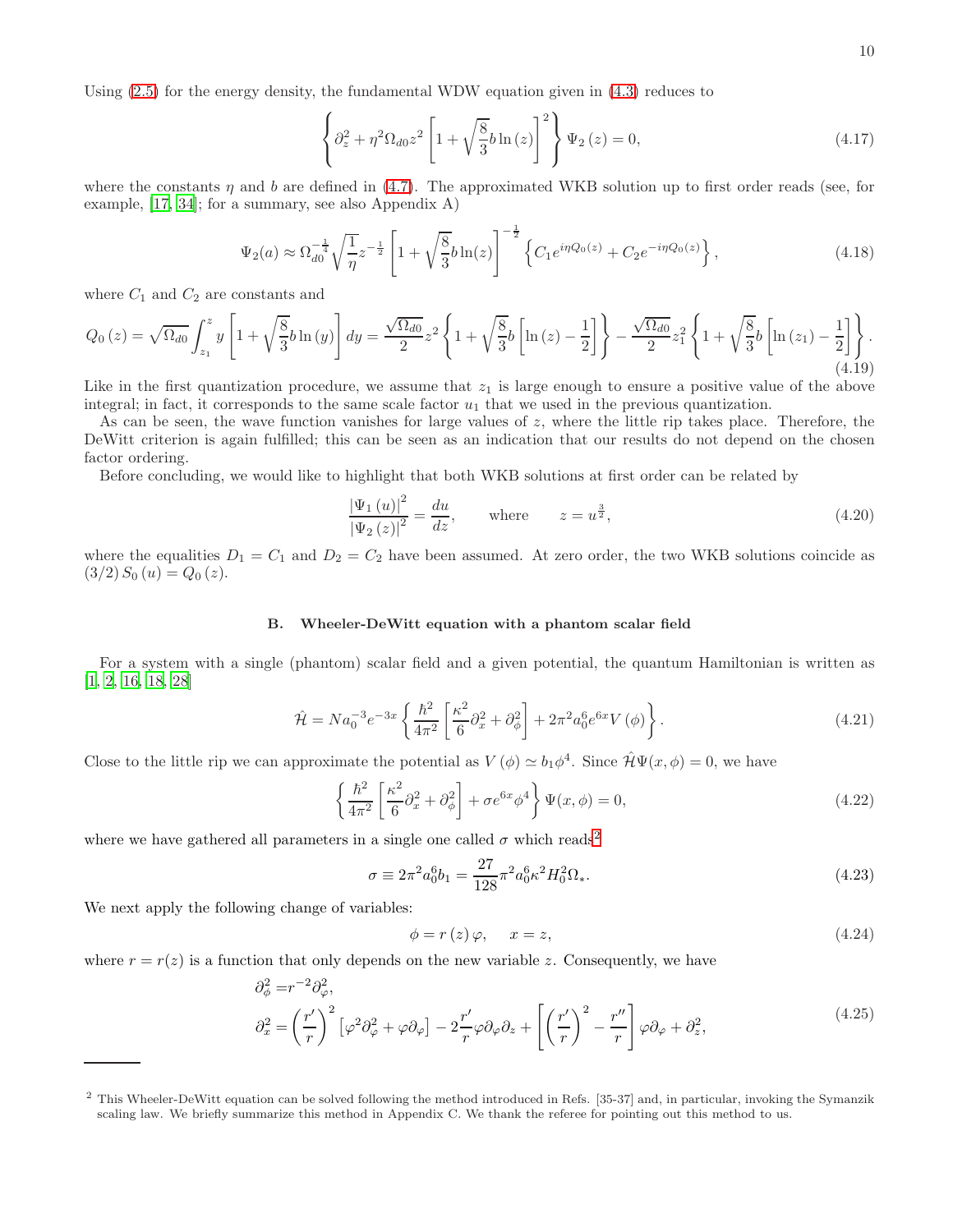Using (2.5) for the energy density, the fundamental WDW equation given in (4.3) reduces to

$$\left\{\partial_z^2 + \eta^2 \Omega_{d0} z^2 \left[1 + \sqrt{\frac{8}{3}} b \ln(z)\right]^2\right\} \Psi_2(z) = 0, \tag{4.17}$$

where the constants $\eta$ and $b$ are defined in (4.7). The approximated WKB solution up to first order reads (see, for example, [17, 34]; for a summary, see also Appendix A)

$$\Psi_2(a) \approx \Omega_{d0}^{-\frac{1}{4}} \sqrt{\frac{1}{\eta}} z^{-\frac{1}{2}} \left[1 + \sqrt{\frac{8}{3}} b \ln(z)\right]^{-\frac{1}{2}} \left\{C_1 e^{i\eta Q_0(z)} + C_2 e^{-i\eta Q_0(z)}\right\}, \tag{4.18}$$

where $C_1$ and $C_2$ are constants and

$$Q_0(z) = \sqrt{\Omega_{d0}} \int_{z_1}^{z} y \left[1 + \sqrt{\frac{8}{3}} b \ln(y)\right] dy = \frac{\sqrt{\Omega_{d0}}}{2} z^2 \left\{1 + \sqrt{\frac{8}{3}} b \left[\ln(z) - \frac{1}{2}\right]\right\} - \frac{\sqrt{\Omega_{d0}}}{2} z_1^2 \left\{1 + \sqrt{\frac{8}{3}} b \left[\ln(z_1) - \frac{1}{2}\right]\right\}. \tag{4.19}$$

Like in the first quantization procedure, we assume that $z_1$ is large enough to ensure a positive value of the above integral; in fact, it corresponds to the same scale factor $u_1$ that we used in the previous quantization.

As can be seen, the wave function vanishes for large values of $z$, where the little rip takes place. Therefore, the DeWitt criterion is again fulfilled; this can be seen as an indication that our results do not depend on the chosen factor ordering.

Before concluding, we would like to highlight that both WKB solutions at first order can be related by

$$\frac{|\Psi_1(u)|^2}{|\Psi_2(z)|^2} = \frac{du}{dz}, \qquad \text{where} \qquad z = u^{\frac{3}{2}}, \tag{4.20}$$

where the equalities $D_1 = C_1$ and $D_2 = C_2$ have been assumed. At zero order, the two WKB solutions coincide as $(3/2) S_0(u) = Q_0(z)$.

### B. Wheeler-DeWitt equation with a phantom scalar field

For a system with a single (phantom) scalar field and a given potential, the quantum Hamiltonian is written as [1, 2, 16, 18, 28]

$$\hat{\mathcal{H}} = N a_0^{-3} e^{-3x} \left\{\frac{\hbar^2}{4\pi^2}\left[\frac{\kappa^2}{6}\partial_x^2 + \partial_\phi^2\right] + 2\pi^2 a_0^6 e^{6x} V(\phi)\right\}. \tag{4.21}$$

Close to the little rip we can approximate the potential as $V(\phi) \simeq b_1 \phi^4$. Since $\hat{\mathcal{H}}\Psi(x,\phi) = 0$, we have

$$\left\{\frac{\hbar^2}{4\pi^2}\left[\frac{\kappa^2}{6}\partial_x^2 + \partial_\phi^2\right] + \sigma e^{6x}\phi^4\right\} \Psi(x,\phi) = 0, \tag{4.22}$$

where we have gathered all parameters in a single one called $\sigma$ which reads[2]

$$\sigma \equiv 2\pi^2 a_0^6 b_1 = \frac{27}{128}\pi^2 a_0^6 \kappa^2 H_0^2 \Omega_*. \tag{4.23}$$

We next apply the following change of variables:

$$\phi = r(z)\varphi, \quad x = z, \tag{4.24}$$

where $r = r(z)$ is a function that only depends on the new variable $z$. Consequently, we have

$$\begin{aligned}
\partial_\phi^2 &= r^{-2}\partial_\varphi^2, \\
\partial_x^2 &= \left(\frac{r'}{r}\right)^2 \left[\varphi^2 \partial_\varphi^2 + \varphi \partial_\varphi\right] - 2\frac{r'}{r}\varphi \partial_\varphi \partial_z + \left[\left(\frac{r'}{r}\right)^2 - \frac{r''}{r}\right]\varphi \partial_\varphi + \partial_z^2,
\end{aligned} \tag{4.25}$$

---

[2] This Wheeler-DeWitt equation can be solved following the method introduced in Refs. [35-37] and, in particular, invoking the Symanzik scaling law. We briefly summarize this method in Appendix C. We thank the referee for pointing out this method to us.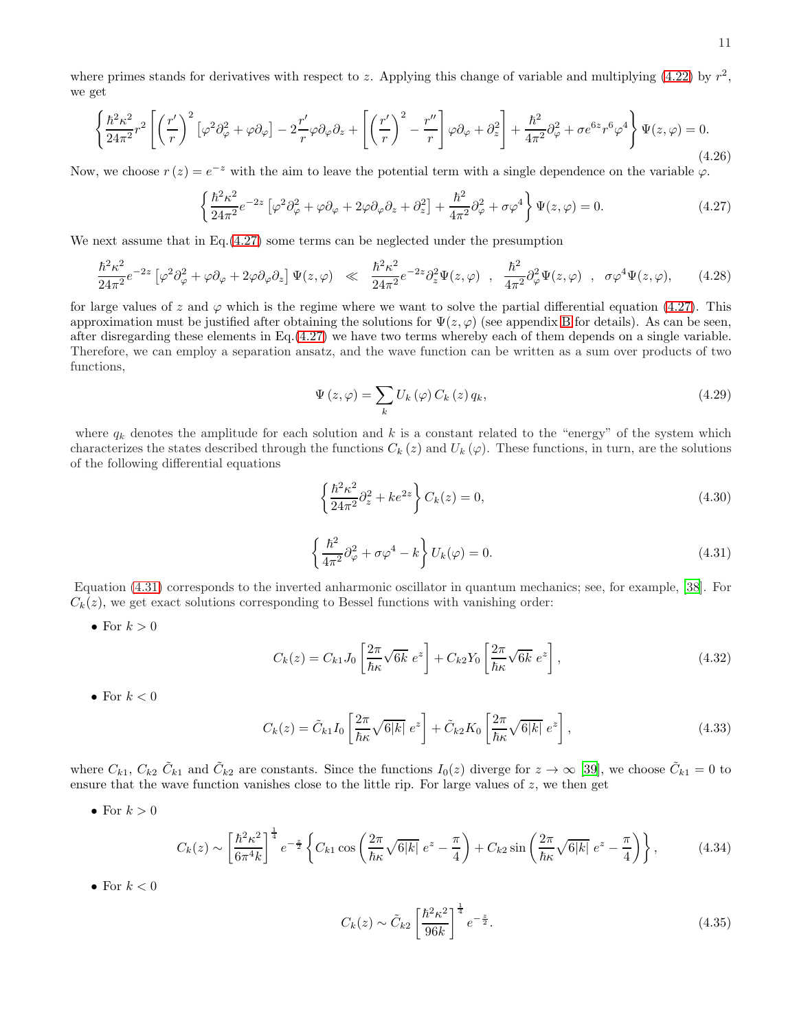where primes stands for derivatives with respect to $z$. Applying this change of variable and multiplying (4.22) by $r^2$, we get

$$\left\{\frac{\hbar^2\kappa^2}{24\pi^2}r^2\left[\left(\frac{r'}{r}\right)^2\left[\varphi^2\partial_\varphi^2+\varphi\partial_\varphi\right]-2\frac{r'}{r}\varphi\partial_\varphi\partial_z+\left[\left(\frac{r'}{r}\right)^2-\frac{r''}{r}\right]\varphi\partial_\varphi+\partial_z^2\right]+\frac{\hbar^2}{4\pi^2}\partial_\varphi^2+\sigma e^{6z}r^6\varphi^4\right\}\Psi(z,\varphi)=0. \tag{4.26}$$

Now, we choose $r(z)=e^{-z}$ with the aim to leave the potential term with a single dependence on the variable $\varphi$.

$$\left\{\frac{\hbar^2\kappa^2}{24\pi^2}e^{-2z}\left[\varphi^2\partial_\varphi^2+\varphi\partial_\varphi+2\varphi\partial_\varphi\partial_z+\partial_z^2\right]+\frac{\hbar^2}{4\pi^2}\partial_\varphi^2+\sigma\varphi^4\right\}\Psi(z,\varphi)=0. \tag{4.27}$$

We next assume that in Eq.(4.27) some terms can be neglected under the presumption

$$\frac{\hbar^2\kappa^2}{24\pi^2}e^{-2z}\left[\varphi^2\partial_\varphi^2+\varphi\partial_\varphi+2\varphi\partial_\varphi\partial_z\right]\Psi(z,\varphi)\ \ll\ \frac{\hbar^2\kappa^2}{24\pi^2}e^{-2z}\partial_z^2\Psi(z,\varphi)\ \ ,\ \ \frac{\hbar^2}{4\pi^2}\partial_\varphi^2\Psi(z,\varphi)\ \ ,\ \ \sigma\varphi^4\Psi(z,\varphi), \tag{4.28}$$

for large values of $z$ and $\varphi$ which is the regime where we want to solve the partial differential equation (4.27). This approximation must be justified after obtaining the solutions for $\Psi(z,\varphi)$ (see appendix B for details). As can be seen, after disregarding these elements in Eq.(4.27) we have two terms whereby each of them depends on a single variable. Therefore, we can employ a separation ansatz, and the wave function can be written as a sum over products of two functions,

$$\Psi(z,\varphi)=\sum_k U_k(\varphi)\,C_k(z)\,q_k, \tag{4.29}$$

where $q_k$ denotes the amplitude for each solution and $k$ is a constant related to the "energy" of the system which characterizes the states described through the functions $C_k(z)$ and $U_k(\varphi)$. These functions, in turn, are the solutions of the following differential equations

$$\left\{\frac{\hbar^2\kappa^2}{24\pi^2}\partial_z^2+ke^{2z}\right\}C_k(z)=0, \tag{4.30}$$

$$\left\{\frac{\hbar^2}{4\pi^2}\partial_\varphi^2+\sigma\varphi^4-k\right\}U_k(\varphi)=0. \tag{4.31}$$

Equation (4.31) corresponds to the inverted anharmonic oscillator in quantum mechanics; see, for example, [38]. For $C_k(z)$, we get exact solutions corresponding to Bessel functions with vanishing order:

- For $k>0$

$$C_k(z)=C_{k1}J_0\left[\frac{2\pi}{\hbar\kappa}\sqrt{6k}\ e^z\right]+C_{k2}Y_0\left[\frac{2\pi}{\hbar\kappa}\sqrt{6k}\ e^z\right], \tag{4.32}$$

- For $k<0$

$$C_k(z)=\tilde{C}_{k1}I_0\left[\frac{2\pi}{\hbar\kappa}\sqrt{6|k|}\ e^z\right]+\tilde{C}_{k2}K_0\left[\frac{2\pi}{\hbar\kappa}\sqrt{6|k|}\ e^z\right], \tag{4.33}$$

where $C_{k1}$, $C_{k2}$ $\tilde{C}_{k1}$ and $\tilde{C}_{k2}$ are constants. Since the functions $I_0(z)$ diverge for $z\to\infty$ [39], we choose $\tilde{C}_{k1}=0$ to ensure that the wave function vanishes close to the little rip. For large values of $z$, we then get

- For $k>0$

$$C_k(z)\sim\left[\frac{\hbar^2\kappa^2}{6\pi^4k}\right]^{\frac{1}{4}}e^{-\frac{z}{2}}\left\{C_{k1}\cos\left(\frac{2\pi}{\hbar\kappa}\sqrt{6|k|}\ e^z-\frac{\pi}{4}\right)+C_{k2}\sin\left(\frac{2\pi}{\hbar\kappa}\sqrt{6|k|}\ e^z-\frac{\pi}{4}\right)\right\}, \tag{4.34}$$

- For $k<0$

$$C_k(z)\sim\tilde{C}_{k2}\left[\frac{\hbar^2\kappa^2}{96k}\right]^{\frac{1}{4}}e^{-\frac{z}{2}}. \tag{4.35}$$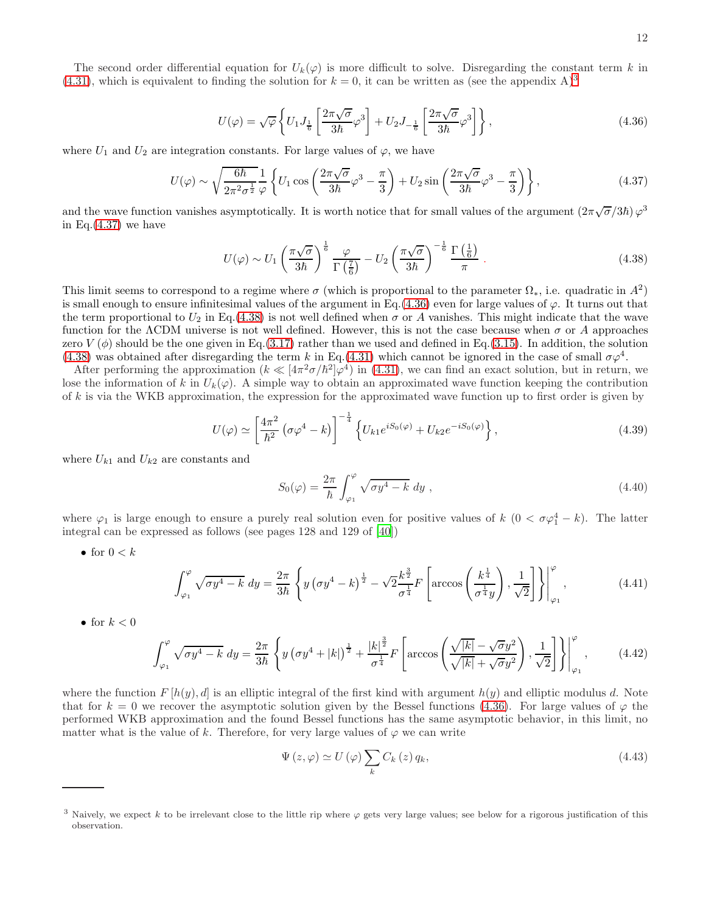The second order differential equation for $U_k(\varphi)$ is more difficult to solve. Disregarding the constant term $k$ in (4.31), which is equivalent to finding the solution for $k = 0$, it can be written as (see the appendix A)[3]

$$U(\varphi) = \sqrt{\varphi}\left\{U_1 J_{\frac{1}{6}}\left[\frac{2\pi\sqrt{\sigma}}{3\hbar}\varphi^3\right] + U_2 J_{-\frac{1}{6}}\left[\frac{2\pi\sqrt{\sigma}}{3\hbar}\varphi^3\right]\right\}, \tag{4.36}$$

where $U_1$ and $U_2$ are integration constants. For large values of $\varphi$, we have

$$U(\varphi) \sim \sqrt{\frac{6\hbar}{2\pi^2\sigma^{\frac{1}{2}}}}\frac{1}{\varphi}\left\{U_1 \cos\left(\frac{2\pi\sqrt{\sigma}}{3\hbar}\varphi^3 - \frac{\pi}{3}\right) + U_2 \sin\left(\frac{2\pi\sqrt{\sigma}}{3\hbar}\varphi^3 - \frac{\pi}{3}\right)\right\}, \tag{4.37}$$

and the wave function vanishes asymptotically. It is worth notice that for small values of the argument $(2\pi\sqrt{\sigma}/3\hbar)\,\varphi^3$ in Eq.(4.37) we have

$$U(\varphi) \sim U_1\left(\frac{\pi\sqrt{\sigma}}{3\hbar}\right)^{\frac{1}{6}}\frac{\varphi}{\Gamma\left(\frac{7}{6}\right)} - U_2\left(\frac{\pi\sqrt{\sigma}}{3\hbar}\right)^{-\frac{1}{6}}\frac{\Gamma\left(\frac{1}{6}\right)}{\pi}. \tag{4.38}$$

This limit seems to correspond to a regime where $\sigma$ (which is proportional to the parameter $\Omega_*$, i.e. quadratic in $A^2$) is small enough to ensure infinitesimal values of the argument in Eq.(4.36) even for large values of $\varphi$. It turns out that the term proportional to $U_2$ in Eq.(4.38) is not well defined when $\sigma$ or $A$ vanishes. This might indicate that the wave function for the ΛCDM universe is not well defined. However, this is not the case because when $\sigma$ or $A$ approaches zero $V(\phi)$ should be the one given in Eq.(3.17) rather than we used and defined in Eq.(3.15). In addition, the solution (4.38) was obtained after disregarding the term $k$ in Eq.(4.31) which cannot be ignored in the case of small $\sigma\varphi^4$.

After performing the approximation ($k \ll [4\pi^2\sigma/\hbar^2]\varphi^4$) in (4.31), we can find an exact solution, but in return, we lose the information of $k$ in $U_k(\varphi)$. A simple way to obtain an approximated wave function keeping the contribution of $k$ is via the WKB approximation, the expression for the approximated wave function up to first order is given by

$$U(\varphi) \simeq \left[\frac{4\pi^2}{\hbar^2}\left(\sigma\varphi^4 - k\right)\right]^{-\frac{1}{4}}\left\{U_{k1}e^{iS_0(\varphi)} + U_{k2}e^{-iS_0(\varphi)}\right\}, \tag{4.39}$$

where $U_{k1}$ and $U_{k2}$ are constants and

$$S_0(\varphi) = \frac{2\pi}{\hbar}\int_{\varphi_1}^{\varphi}\sqrt{\sigma y^4 - k}\;dy\;, \tag{4.40}$$

where $\varphi_1$ is large enough to ensure a purely real solution even for positive values of $k$ ($0 < \sigma\varphi_1^4 - k$). The latter integral can be expressed as follows (see pages 128 and 129 of [40])

- for $0 < k$

$$\int_{\varphi_1}^{\varphi}\sqrt{\sigma y^4 - k}\;dy = \frac{2\pi}{3\hbar}\left\{y\left(\sigma y^4 - k\right)^{\frac{1}{2}} - \sqrt{2}\frac{k^{\frac{3}{2}}}{\sigma^{\frac{1}{4}}}F\left[\arccos\left(\frac{k^{\frac{1}{4}}}{\sigma^{\frac{1}{4}}y}\right), \frac{1}{\sqrt{2}}\right]\right\}\Bigg|_{\varphi_1}^{\varphi}, \tag{4.41}$$

- for $k < 0$

$$\int_{\varphi_1}^{\varphi}\sqrt{\sigma y^4 - k}\;dy = \frac{2\pi}{3\hbar}\left\{y\left(\sigma y^4 + |k|\right)^{\frac{1}{2}} + \frac{|k|^{\frac{3}{2}}}{\sigma^{\frac{1}{4}}}F\left[\arccos\left(\frac{\sqrt{|k|} - \sqrt{\sigma}y^2}{\sqrt{|k|} + \sqrt{\sigma}y^2}\right), \frac{1}{\sqrt{2}}\right]\right\}\Bigg|_{\varphi_1}^{\varphi}, \tag{4.42}$$

where the function $F[h(y), d]$ is an elliptic integral of the first kind with argument $h(y)$ and elliptic modulus $d$. Note that for $k = 0$ we recover the asymptotic solution given by the Bessel functions (4.36). For large values of $\varphi$ the performed WKB approximation and the found Bessel functions has the same asymptotic behavior, in this limit, no matter what is the value of $k$. Therefore, for very large values of $\varphi$ we can write

$$\Psi(z, \varphi) \simeq U(\varphi)\sum_k C_k(z)\,q_k, \tag{4.43}$$

---

[3] Naively, we expect $k$ to be irrelevant close to the little rip where $\varphi$ gets very large values; see below for a rigorous justification of this observation.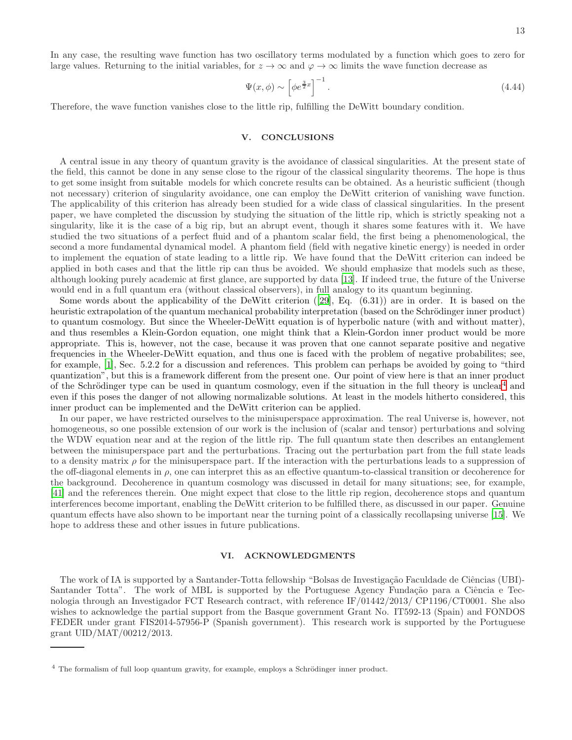In any case, the resulting wave function has two oscillatory terms modulated by a function which goes to zero for large values. Returning to the initial variables, for $z \to \infty$ and $\varphi \to \infty$ limits the wave function decrease as

$$\Psi(x, \phi) \sim \left[\phi e^{\frac{3}{2}x}\right]^{-1}. \tag{4.44}$$

Therefore, the wave function vanishes close to the little rip, fulfilling the DeWitt boundary condition.

## V. CONCLUSIONS

A central issue in any theory of quantum gravity is the avoidance of classical singularities. At the present state of the field, this cannot be done in any sense close to the rigour of the classical singularity theorems. The hope is thus to get some insight from suitable models for which concrete results can be obtained. As a heuristic sufficient (though not necessary) criterion of singularity avoidance, one can employ the DeWitt criterion of vanishing wave function. The applicability of this criterion has already been studied for a wide class of classical singularities. In the present paper, we have completed the discussion by studying the situation of the little rip, which is strictly speaking not a singularity, like it is the case of a big rip, but an abrupt event, though it shares some features with it. We have studied the two situations of a perfect fluid and of a phantom scalar field, the first being a phenomenological, the second a more fundamental dynamical model. A phantom field (field with negative kinetic energy) is needed in order to implement the equation of state leading to a little rip. We have found that the DeWitt criterion can indeed be applied in both cases and that the little rip can thus be avoided. We should emphasize that models such as these, although looking purely academic at first glance, are supported by data [13]. If indeed true, the future of the Universe would end in a full quantum era (without classical observers), in full analogy to its quantum beginning.

Some words about the applicability of the DeWitt criterion ([29], Eq. (6.31)) are in order. It is based on the heuristic extrapolation of the quantum mechanical probability interpretation (based on the Schrödinger inner product) to quantum cosmology. But since the Wheeler-DeWitt equation is of hyperbolic nature (with and without matter), and thus resembles a Klein-Gordon equation, one might think that a Klein-Gordon inner product would be more appropriate. This is, however, not the case, because it was proven that one cannot separate positive and negative frequencies in the Wheeler-DeWitt equation, and thus one is faced with the problem of negative probabilites; see, for example, [1], Sec. 5.2.2 for a discussion and references. This problem can perhaps be avoided by going to "third quantization", but this is a framework different from the present one. Our point of view here is that an inner product of the Schrödinger type can be used in quantum cosmology, even if the situation in the full theory is unclear[4] and even if this poses the danger of not allowing normalizable solutions. At least in the models hitherto considered, this inner product can be implemented and the DeWitt criterion can be applied.

In our paper, we have restricted ourselves to the minisuperspace approximation. The real Universe is, however, not homogeneous, so one possible extension of our work is the inclusion of (scalar and tensor) perturbations and solving the WDW equation near and at the region of the little rip. The full quantum state then describes an entanglement between the minisuperspace part and the perturbations. Tracing out the perturbation part from the full state leads to a density matrix $\rho$ for the minisuperspace part. If the interaction with the perturbations leads to a suppression of the off-diagonal elements in $\rho$, one can interpret this as an effective quantum-to-classical transition or decoherence for the background. Decoherence in quantum cosmology was discussed in detail for many situations; see, for example, [41] and the references therein. One might expect that close to the little rip region, decoherence stops and quantum interferences become important, enabling the DeWitt criterion to be fulfilled there, as discussed in our paper. Genuine quantum effects have also shown to be important near the turning point of a classically recollapsing universe [15]. We hope to address these and other issues in future publications.

## VI. ACKNOWLEDGMENTS

The work of IA is supported by a Santander-Totta fellowship "Bolsas de Investigação Faculdade de Ciências (UBI)-Santander Totta". The work of MBL is supported by the Portuguese Agency Fundação para a Ciência e Tecnologia through an Investigador FCT Research contract, with reference IF/01442/2013/ CP1196/CT0001. She also wishes to acknowledge the partial support from the Basque government Grant No. IT592-13 (Spain) and FONDOS FEDER under grant FIS2014-57956-P (Spanish government). This research work is supported by the Portuguese grant UID/MAT/00212/2013.

---

[4] The formalism of full loop quantum gravity, for example, employs a Schrödinger inner product.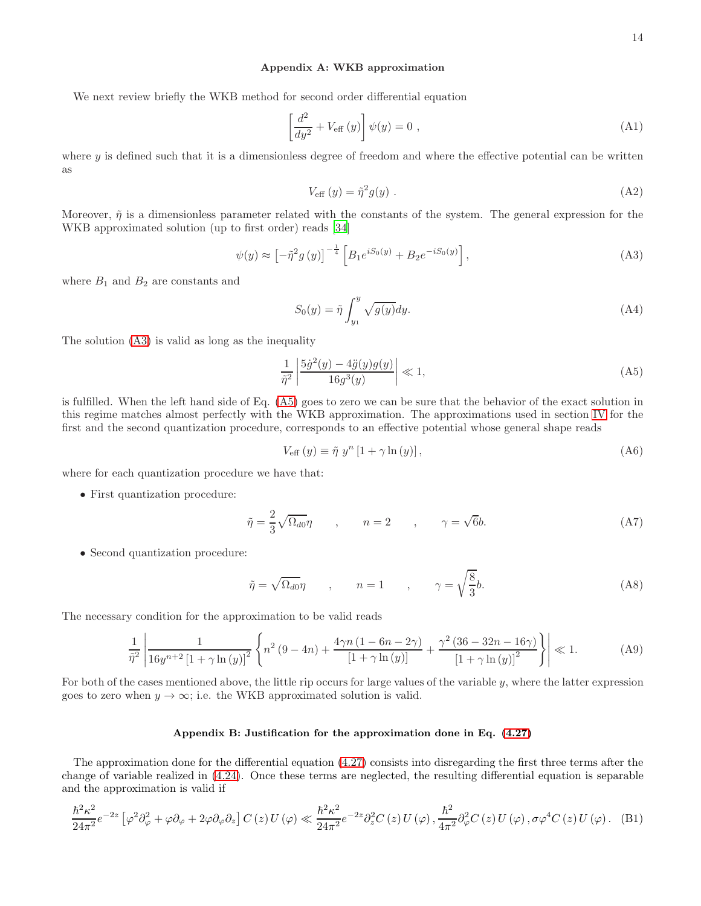### Appendix A: WKB approximation

We next review briefly the WKB method for second order differential equation

$$\left[\frac{d^2}{dy^2}+V_{\rm eff}\left(y\right)\right]\psi(y)=0\ , \tag{A1}$$

where $y$ is defined such that it is a dimensionless degree of freedom and where the effective potential can be written as

$$V_{\rm eff}\left(y\right)=\tilde{\eta}^2 g(y)\ . \tag{A2}$$

Moreover, $\tilde{\eta}$ is a dimensionless parameter related with the constants of the system. The general expression for the WKB approximated solution (up to first order) reads [34]

$$\psi(y)\approx\left[-\tilde{\eta}^2 g\left(y\right)\right]^{-\frac{1}{4}}\left[B_1 e^{iS_0(y)}+B_2 e^{-iS_0(y)}\right], \tag{A3}$$

where $B_1$ and $B_2$ are constants and

$$S_0(y)=\tilde{\eta}\int_{y_1}^{y}\sqrt{g(y)}dy. \tag{A4}$$

The solution (A3) is valid as long as the inequality

$$\frac{1}{\tilde{\eta}^2}\left|\frac{5\dot{g}^2(y)-4\ddot{g}(y)g(y)}{16g^3(y)}\right|\ll 1, \tag{A5}$$

is fulfilled. When the left hand side of Eq. (A5) goes to zero we can be sure that the behavior of the exact solution in this regime matches almost perfectly with the WKB approximation. The approximations used in section IV for the first and the second quantization procedure, corresponds to an effective potential whose general shape reads

$$V_{\rm eff}\left(y\right)\equiv\tilde{\eta}\ y^n\left[1+\gamma\ln\left(y\right)\right], \tag{A6}$$

where for each quantization procedure we have that:

- First quantization procedure:

$$\tilde{\eta}=\frac{2}{3}\sqrt{\Omega_{d0}}\eta\qquad,\qquad n=2\qquad,\qquad\gamma=\sqrt{6}b. \tag{A7}$$

- Second quantization procedure:

$$\tilde{\eta}=\sqrt{\Omega_{d0}}\eta\qquad,\qquad n=1\qquad,\qquad\gamma=\sqrt{\frac{8}{3}}b. \tag{A8}$$

The necessary condition for the approximation to be valid reads

$$\frac{1}{\tilde{\eta}^2}\left|\frac{1}{16y^{n+2}\left[1+\gamma\ln\left(y\right)\right]^2}\left\{n^2\left(9-4n\right)+\frac{4\gamma n\left(1-6n-2\gamma\right)}{\left[1+\gamma\ln\left(y\right)\right]}+\frac{\gamma^2\left(36-32n-16\gamma\right)}{\left[1+\gamma\ln\left(y\right)\right]^2}\right\}\right|\ll 1. \tag{A9}$$

For both of the cases mentioned above, the little rip occurs for large values of the variable $y$, where the latter expression goes to zero when $y\rightarrow\infty$; i.e. the WKB approximated solution is valid.

### Appendix B: Justification for the approximation done in Eq. (4.27)

The approximation done for the differential equation (4.27) consists into disregarding the first three terms after the change of variable realized in (4.24). Once these terms are neglected, the resulting differential equation is separable and the approximation is valid if

$$\frac{\hbar^2\kappa^2}{24\pi^2}e^{-2z}\left[\varphi^2\partial_\varphi^2+\varphi\partial_\varphi+2\varphi\partial_\varphi\partial_z\right]C\left(z\right)U\left(\varphi\right)\ll\frac{\hbar^2\kappa^2}{24\pi^2}e^{-2z}\partial_z^2 C\left(z\right)U\left(\varphi\right),\frac{\hbar^2}{4\pi^2}\partial_\varphi^2 C\left(z\right)U\left(\varphi\right),\sigma\varphi^4 C\left(z\right)U\left(\varphi\right). \tag{B1}$$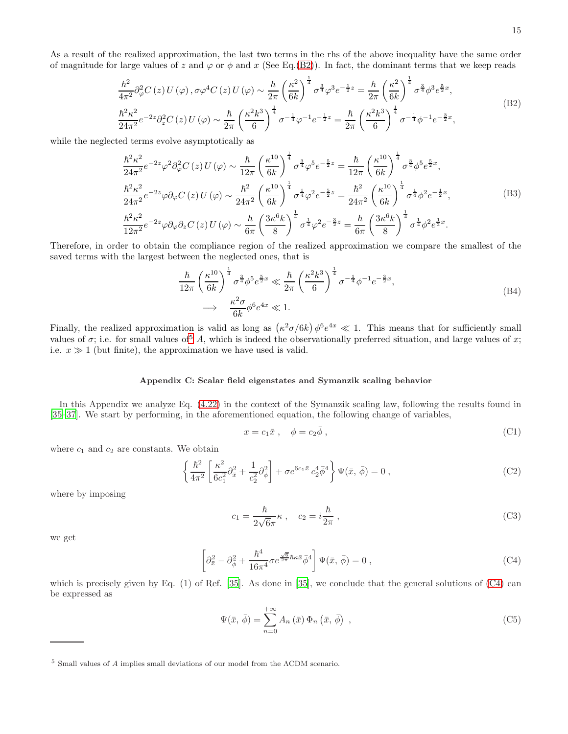As a result of the realized approximation, the last two terms in the rhs of the above inequality have the same order of magnitude for large values of $z$ and $\varphi$ or $\phi$ and $x$ (See Eq.(B2)). In fact, the dominant terms that we keep reads

$$
\begin{aligned}
&\frac{\hbar^2}{4\pi^2}\partial_\varphi^2 C(z)\,U(\varphi)\,,\sigma\varphi^4 C(z)\,U(\varphi) \sim \frac{\hbar}{2\pi}\left(\frac{\kappa^2}{6k}\right)^{\frac{1}{4}}\sigma^{\frac{3}{4}}\varphi^3 e^{-\frac{1}{2}z} = \frac{\hbar}{2\pi}\left(\frac{\kappa^2}{6k}\right)^{\frac{1}{4}}\sigma^{\frac{3}{4}}\phi^3 e^{\frac{5}{2}x},\\
&\frac{\hbar^2\kappa^2}{24\pi^2}e^{-2z}\partial_z^2 C(z)\,U(\varphi) \sim \frac{\hbar}{2\pi}\left(\frac{\kappa^2 k^3}{6}\right)^{\frac{1}{4}}\sigma^{-\frac{1}{4}}\varphi^{-1}e^{-\frac{1}{2}z} = \frac{\hbar}{2\pi}\left(\frac{\kappa^2 k^3}{6}\right)^{\frac{1}{4}}\sigma^{-\frac{1}{4}}\phi^{-1}e^{-\frac{3}{2}x},
\end{aligned}
\tag{B2}
$$

while the neglected terms evolve asymptotically as

$$
\begin{aligned}
&\frac{\hbar^2\kappa^2}{24\pi^2}e^{-2z}\varphi^2\partial_\varphi^2 C(z)\,U(\varphi) \sim \frac{\hbar}{12\pi}\left(\frac{\kappa^{10}}{6k}\right)^{\frac{1}{4}}\sigma^{\frac{3}{4}}\varphi^5 e^{-\frac{5}{2}z} = \frac{\hbar}{12\pi}\left(\frac{\kappa^{10}}{6k}\right)^{\frac{1}{4}}\sigma^{\frac{3}{4}}\phi^5 e^{\frac{5}{2}x},\\
&\frac{\hbar^2\kappa^2}{24\pi^2}e^{-2z}\varphi\partial_\varphi C(z)\,U(\varphi) \sim \frac{\hbar^2}{24\pi^2}\left(\frac{\kappa^{10}}{6k}\right)^{\frac{1}{4}}\sigma^{\frac{1}{4}}\varphi^2 e^{-\frac{5}{2}z} = \frac{\hbar^2}{24\pi^2}\left(\frac{\kappa^{10}}{6k}\right)^{\frac{1}{4}}\sigma^{\frac{1}{4}}\phi^2 e^{-\frac{1}{2}x},\\
&\frac{\hbar^2\kappa^2}{12\pi^2}e^{-2z}\varphi\partial_\varphi\partial_z C(z)\,U(\varphi) \sim \frac{\hbar}{6\pi}\left(\frac{3\kappa^6 k}{8}\right)^{\frac{1}{4}}\sigma^{\frac{1}{4}}\varphi^2 e^{-\frac{3}{2}z} = \frac{\hbar}{6\pi}\left(\frac{3\kappa^6 k}{8}\right)^{\frac{1}{4}}\sigma^{\frac{1}{4}}\phi^2 e^{\frac{1}{2}x}.
\end{aligned}
\tag{B3}
$$

Therefore, in order to obtain the compliance region of the realized approximation we compare the smallest of the saved terms with the largest between the neglected ones, that is

$$
\begin{aligned}
&\frac{\hbar}{12\pi}\left(\frac{\kappa^{10}}{6k}\right)^{\frac{1}{4}}\sigma^{\frac{3}{4}}\phi^5 e^{\frac{5}{2}x} \ll \frac{\hbar}{2\pi}\left(\frac{\kappa^2 k^3}{6}\right)^{\frac{1}{4}}\sigma^{-\frac{1}{4}}\phi^{-1}e^{-\frac{3}{2}x},\\
&\implies \quad \frac{\kappa^2\sigma}{6k}\phi^6 e^{4x} \ll 1.
\end{aligned}
\tag{B4}
$$

Finally, the realized approximation is valid as long as $\left(\kappa^2\sigma/6k\right)\phi^6 e^{4x} \ll 1$. This means that for sufficiently small values of $\sigma$; i.e. for small values of[5] $A$, which is indeed the observationally preferred situation, and large values of $x$; i.e. $x \gg 1$ (but finite), the approximation we have used is valid.

### Appendix C: Scalar field eigenstates and Symanzik scaling behavior

In this Appendix we analyze Eq. (4.22) in the context of the Symanzik scaling law, following the results found in [35–37]. We start by performing, in the aforementioned equation, the following change of variables,

$$
x = c_1\bar{x}\,, \quad \phi = c_2\bar{\phi}\,,
\tag{C1}
$$

where $c_1$ and $c_2$ are constants. We obtain

$$
\left\{\frac{\hbar^2}{4\pi^2}\left[\frac{\kappa^2}{6c_1^2}\partial_{\bar{x}}^2 + \frac{1}{c_2^2}\partial_{\bar{\phi}}^2\right] + \sigma e^{6c_1\bar{x}}\,c_2^4\bar{\phi}^4\right\}\Psi(\bar{x},\,\bar{\phi}) = 0\,,
\tag{C2}
$$

where by imposing

$$
c_1 = \frac{\hbar}{2\sqrt{6}\pi}\kappa\,, \quad c_2 = i\frac{\hbar}{2\pi}\,,
\tag{C3}
$$

we get

$$
\left[\partial_{\bar{x}}^2 - \partial_{\bar{\phi}}^2 + \frac{\hbar^4}{16\pi^4}\sigma e^{\frac{\sqrt{6}}{2\pi}\hbar\kappa\bar{x}}\bar{\phi}^4\right]\Psi(\bar{x},\,\bar{\phi}) = 0\,,
\tag{C4}
$$

which is precisely given by Eq. (1) of Ref. [35]. As done in [35], we conclude that the general solutions of (C4) can be expressed as

$$
\Psi(\bar{x},\,\bar{\phi}) = \sum_{n=0}^{+\infty} A_n(\bar{x})\,\Phi_n(\bar{x},\,\bar{\phi})\,,
\tag{C5}
$$

---

[5] Small values of $A$ implies small deviations of our model from the ΛCDM scenario.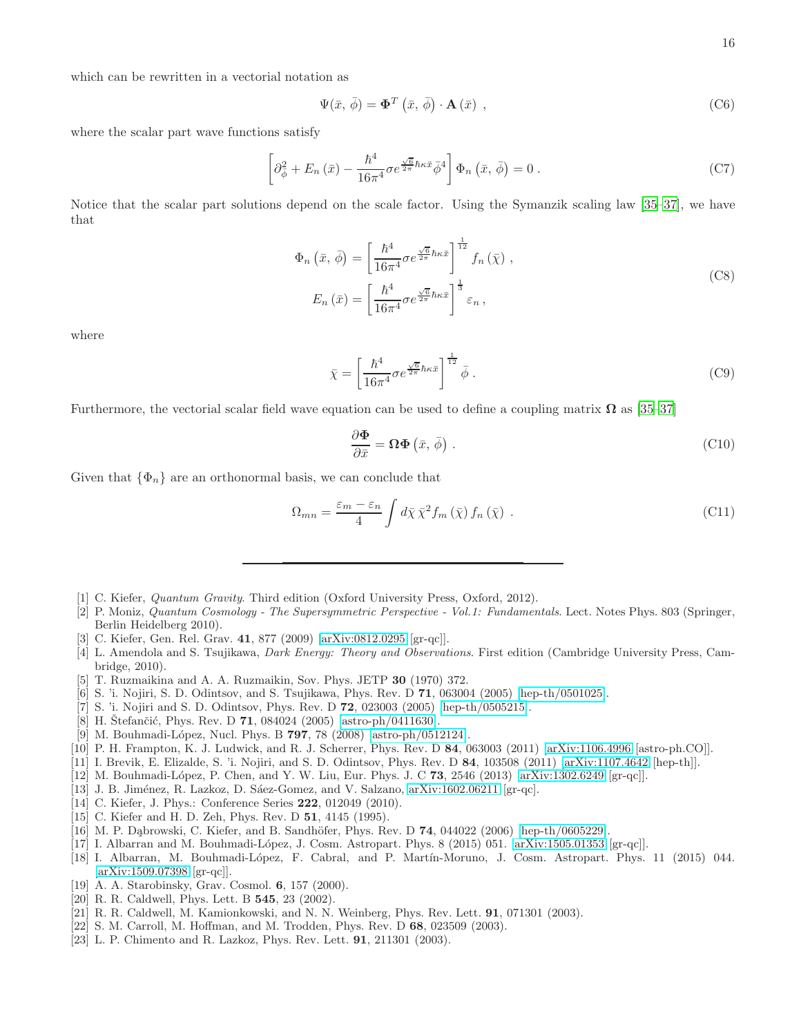which can be rewritten in a vectorial notation as

$$\Psi(\bar{x},\,\bar{\phi}) = \mathbf{\Phi}^T\left(\bar{x},\,\bar{\phi}\right)\cdot\mathbf{A}\left(\bar{x}\right)\;, \tag{C6}$$

where the scalar part wave functions satisfy

$$\left[\partial_{\bar{\phi}}^2 + E_n\left(\bar{x}\right) - \frac{\hbar^4}{16\pi^4}\sigma e^{\frac{\sqrt{6}}{2\pi}\hbar\kappa\bar{x}}\bar{\phi}^4\right]\Phi_n\left(\bar{x},\,\bar{\phi}\right) = 0\;. \tag{C7}$$

Notice that the scalar part solutions depend on the scale factor. Using the Symanzik scaling law [35–37], we have that

$$\begin{aligned}\Phi_n\left(\bar{x},\,\bar{\phi}\right) &= \left[\frac{\hbar^4}{16\pi^4}\sigma e^{\frac{\sqrt{6}}{2\pi}\hbar\kappa\bar{x}}\right]^{\frac{1}{12}} f_n\left(\bar{\chi}\right)\;,\\ E_n\left(\bar{x}\right) &= \left[\frac{\hbar^4}{16\pi^4}\sigma e^{\frac{\sqrt{6}}{2\pi}\hbar\kappa\bar{x}}\right]^{\frac{1}{3}}\varepsilon_n\;,\end{aligned} \tag{C8}$$

where

$$\bar{\chi} = \left[\frac{\hbar^4}{16\pi^4}\sigma e^{\frac{\sqrt{6}}{2\pi}\hbar\kappa\bar{x}}\right]^{\frac{1}{12}}\bar{\phi}\;. \tag{C9}$$

Furthermore, the vectorial scalar field wave equation can be used to define a coupling matrix $\mathbf{\Omega}$ as [35–37]

$$\frac{\partial\mathbf{\Phi}}{\partial\bar{x}} = \mathbf{\Omega}\mathbf{\Phi}\left(\bar{x},\,\bar{\phi}\right)\;. \tag{C10}$$

Given that $\{\Phi_n\}$ are an orthonormal basis, we can conclude that

$$\Omega_{mn} = \frac{\varepsilon_m - \varepsilon_n}{4}\int d\bar{\chi}\,\bar{\chi}^2 f_m\left(\bar{\chi}\right)f_n\left(\bar{\chi}\right)\;. \tag{C11}$$

---

[1] C. Kiefer, *Quantum Gravity*. Third edition (Oxford University Press, Oxford, 2012).
[2] P. Moniz, *Quantum Cosmology - The Supersymmetric Perspective - Vol.1: Fundamentals*. Lect. Notes Phys. 803 (Springer, Berlin Heidelberg 2010).
[3] C. Kiefer, Gen. Rel. Grav. **41**, 877 (2009) [arXiv:0812.0295 [gr-qc]].
[4] L. Amendola and S. Tsujikawa, *Dark Energy: Theory and Observations*. First edition (Cambridge University Press, Cambridge, 2010).
[5] T. Ruzmaikina and A. A. Ruzmaikin, Sov. Phys. JETP **30** (1970) 372.
[6] S. 'i. Nojiri, S. D. Odintsov, and S. Tsujikawa, Phys. Rev. D **71**, 063004 (2005) [hep-th/0501025].
[7] S. 'i. Nojiri and S. D. Odintsov, Phys. Rev. D **72**, 023003 (2005) [hep-th/0505215].
[8] H. Štefančić, Phys. Rev. D **71**, 084024 (2005) [astro-ph/0411630].
[9] M. Bouhmadi-López, Nucl. Phys. B **797**, 78 (2008) [astro-ph/0512124].
[10] P. H. Frampton, K. J. Ludwick, and R. J. Scherrer, Phys. Rev. D **84**, 063003 (2011) [arXiv:1106.4996 [astro-ph.CO]].
[11] I. Brevik, E. Elizalde, S. 'i. Nojiri, and S. D. Odintsov, Phys. Rev. D **84**, 103508 (2011) [arXiv:1107.4642 [hep-th]].
[12] M. Bouhmadi-López, P. Chen, and Y. W. Liu, Eur. Phys. J. C **73**, 2546 (2013) [arXiv:1302.6249 [gr-qc]].
[13] J. B. Jiménez, R. Lazkoz, D. Sáez-Gomez, and V. Salzano, arXiv:1602.06211 [gr-qc].
[14] C. Kiefer, J. Phys.: Conference Series **222**, 012049 (2010).
[15] C. Kiefer and H. D. Zeh, Phys. Rev. D **51**, 4145 (1995).
[16] M. P. Dąbrowski, C. Kiefer, and B. Sandhöfer, Phys. Rev. D **74**, 044022 (2006) [hep-th/0605229].
[17] I. Albarran and M. Bouhmadi-López, J. Cosm. Astropart. Phys. 8 (2015) 051. [arXiv:1505.01353 [gr-qc]].
[18] I. Albarran, M. Bouhmadi-López, F. Cabral, and P. Martín-Moruno, J. Cosm. Astropart. Phys. 11 (2015) 044. [arXiv:1509.07398 [gr-qc]].
[19] A. A. Starobinsky, Grav. Cosmol. **6**, 157 (2000).
[20] R. R. Caldwell, Phys. Lett. B **545**, 23 (2002).
[21] R. R. Caldwell, M. Kamionkowski, and N. N. Weinberg, Phys. Rev. Lett. **91**, 071301 (2003).
[22] S. M. Carroll, M. Hoffman, and M. Trodden, Phys. Rev. D **68**, 023509 (2003).
[23] L. P. Chimento and R. Lazkoz, Phys. Rev. Lett. **91**, 211301 (2003).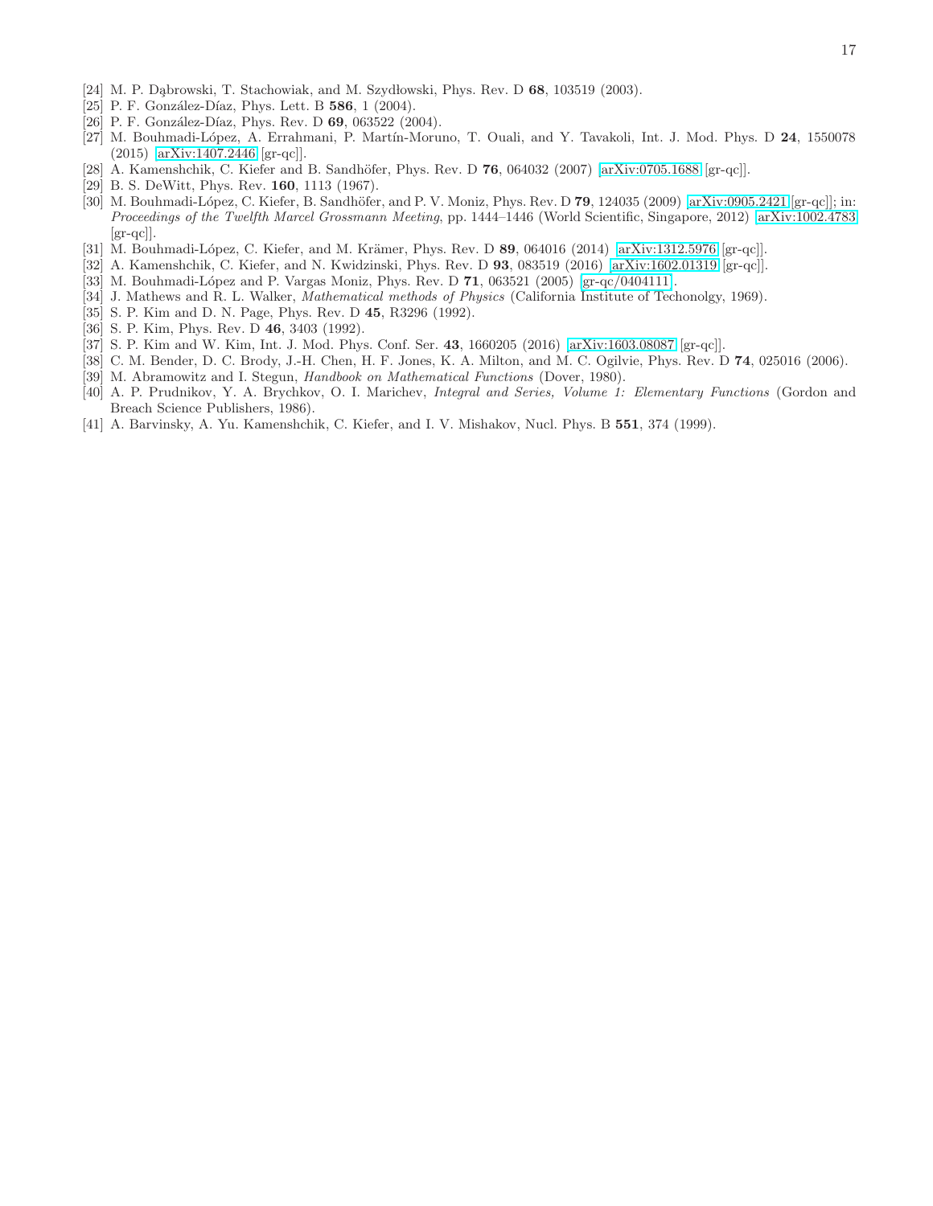[24] M. P. Dąbrowski, T. Stachowiak, and M. Szydłowski, Phys. Rev. D **68**, 103519 (2003).

[25] P. F. González-Díaz, Phys. Lett. B **586**, 1 (2004).

[26] P. F. González-Díaz, Phys. Rev. D **69**, 063522 (2004).

[27] M. Bouhmadi-López, A. Errahmani, P. Martín-Moruno, T. Ouali, and Y. Tavakoli, Int. J. Mod. Phys. D **24**, 1550078 (2015) [arXiv:1407.2446 [gr-qc]].

[28] A. Kamenshchik, C. Kiefer and B. Sandhöfer, Phys. Rev. D **76**, 064032 (2007) [arXiv:0705.1688 [gr-qc]].

[29] B. S. DeWitt, Phys. Rev. **160**, 1113 (1967).

[30] M. Bouhmadi-López, C. Kiefer, B. Sandhöfer, and P. V. Moniz, Phys. Rev. D **79**, 124035 (2009) [arXiv:0905.2421 [gr-qc]]; in: *Proceedings of the Twelfth Marcel Grossmann Meeting*, pp. 1444–1446 (World Scientific, Singapore, 2012) [arXiv:1002.4783 [gr-qc]].

[31] M. Bouhmadi-López, C. Kiefer, and M. Krämer, Phys. Rev. D **89**, 064016 (2014) [arXiv:1312.5976 [gr-qc]].

[32] A. Kamenshchik, C. Kiefer, and N. Kwidzinski, Phys. Rev. D **93**, 083519 (2016) [arXiv:1602.01319 [gr-qc]].

[33] M. Bouhmadi-López and P. Vargas Moniz, Phys. Rev. D **71**, 063521 (2005) [gr-qc/0404111].

[34] J. Mathews and R. L. Walker, *Mathematical methods of Physics* (California Institute of Techonolgy, 1969).

[35] S. P. Kim and D. N. Page, Phys. Rev. D **45**, R3296 (1992).

[36] S. P. Kim, Phys. Rev. D **46**, 3403 (1992).

[37] S. P. Kim and W. Kim, Int. J. Mod. Phys. Conf. Ser. **43**, 1660205 (2016) [arXiv:1603.08087 [gr-qc]].

[38] C. M. Bender, D. C. Brody, J.-H. Chen, H. F. Jones, K. A. Milton, and M. C. Ogilvie, Phys. Rev. D **74**, 025016 (2006).

[39] M. Abramowitz and I. Stegun, *Handbook on Mathematical Functions* (Dover, 1980).

[40] A. P. Prudnikov, Y. A. Brychkov, O. I. Marichev, *Integral and Series, Volume 1: Elementary Functions* (Gordon and Breach Science Publishers, 1986).

[41] A. Barvinsky, A. Yu. Kamenshchik, C. Kiefer, and I. V. Mishakov, Nucl. Phys. B **551**, 374 (1999).